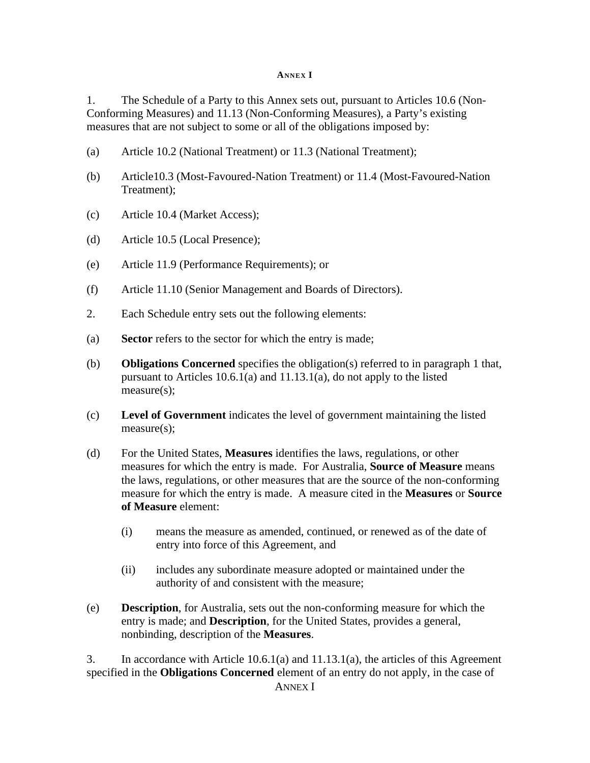# ANNEX I

1. The Schedule of a Party to this Annex sets out, pursuant to Articles 10.6 (Non-Conforming Measures) and 11.13 (Non-Conforming Measures), a Party's existing measures that are not subject to some or all of the obligations imposed by:

(a) Article 10.2 (National Treatment) or 11.3 (National Treatment);

(b) Article10.3 (Most-Favoured-Nation Treatment) or 11.4 (Most-Favoured-Nation Treatment);

(c) Article 10.4 (Market Access);

(d) Article 10.5 (Local Presence);

(e) Article 11.9 (Performance Requirements); or

(f) Article 11.10 (Senior Management and Boards of Directors).

2. Each Schedule entry sets out the following elements:

(a) **Sector** refers to the sector for which the entry is made;

(b) **Obligations Concerned** specifies the obligation(s) referred to in paragraph 1 that, pursuant to Articles 10.6.1(a) and 11.13.1(a), do not apply to the listed measure(s);

(c) **Level of Government** indicates the level of government maintaining the listed measure(s);

(d) For the United States, **Measures** identifies the laws, regulations, or other measures for which the entry is made. For Australia, **Source of Measure** means the laws, regulations, or other measures that are the source of the non-conforming measure for which the entry is made. A measure cited in the **Measures** or **Source of Measure** element:

   (i) means the measure as amended, continued, or renewed as of the date of entry into force of this Agreement, and

   (ii) includes any subordinate measure adopted or maintained under the authority of and consistent with the measure;

(e) **Description**, for Australia, sets out the non-conforming measure for which the entry is made; and **Description**, for the United States, provides a general, nonbinding, description of the **Measures**.

3. In accordance with Article 10.6.1(a) and 11.13.1(a), the articles of this Agreement specified in the **Obligations Concerned** element of an entry do not apply, in the case of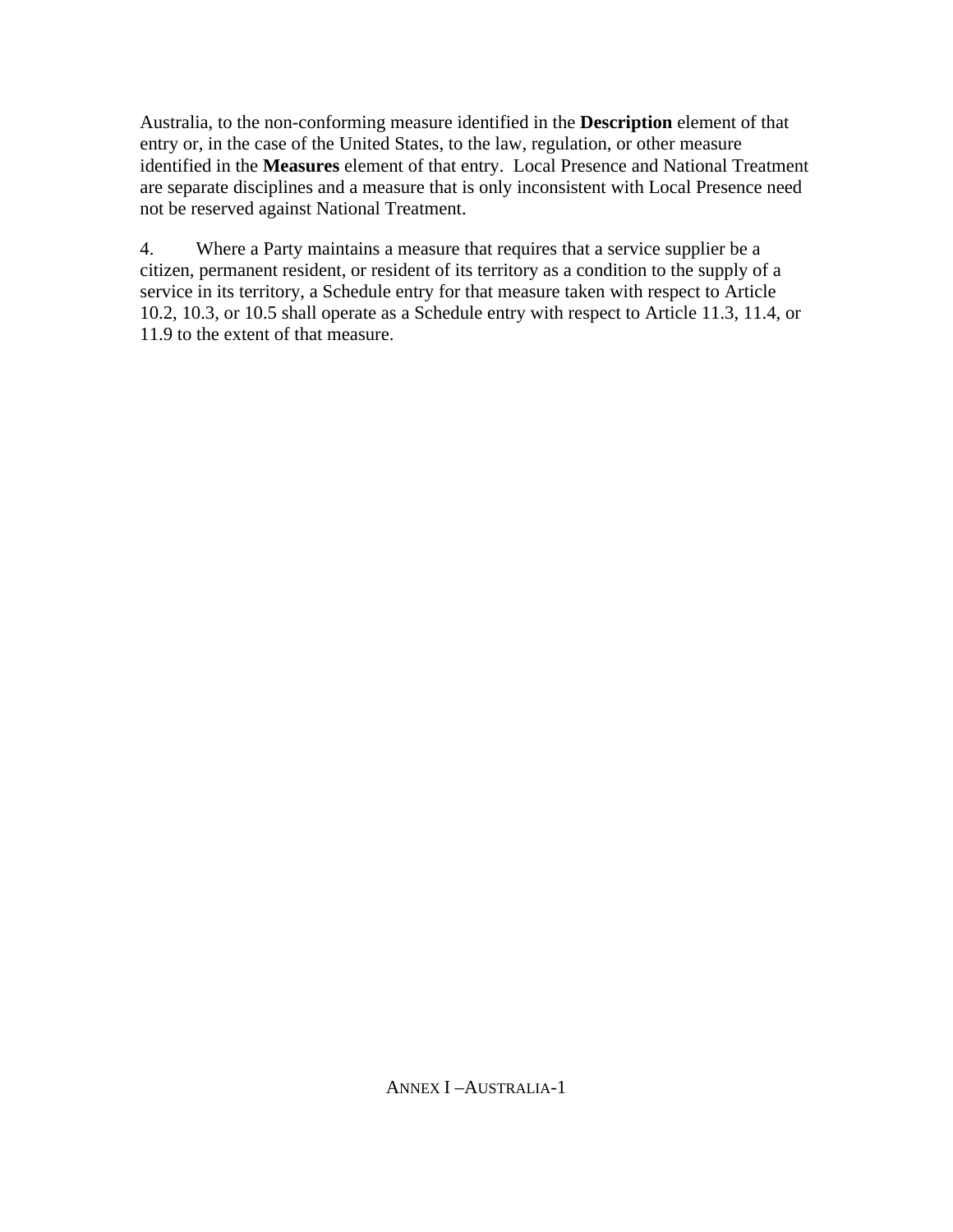Australia, to the non-conforming measure identified in the **Description** element of that entry or, in the case of the United States, to the law, regulation, or other measure identified in the **Measures** element of that entry. Local Presence and National Treatment are separate disciplines and a measure that is only inconsistent with Local Presence need not be reserved against National Treatment.

4. Where a Party maintains a measure that requires that a service supplier be a citizen, permanent resident, or resident of its territory as a condition to the supply of a service in its territory, a Schedule entry for that measure taken with respect to Article 10.2, 10.3, or 10.5 shall operate as a Schedule entry with respect to Article 11.3, 11.4, or 11.9 to the extent of that measure.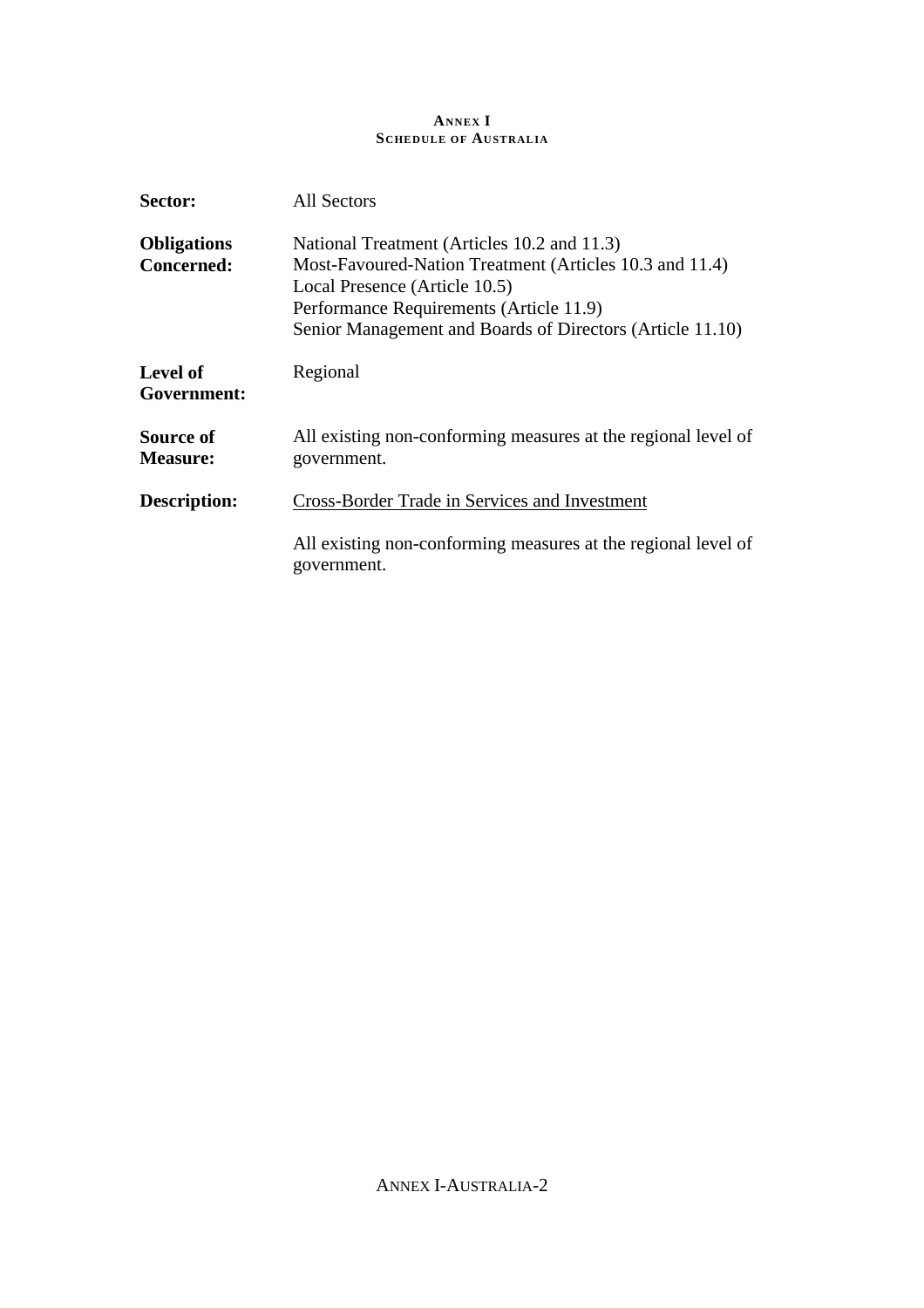**ANNEX I**
**SCHEDULE OF AUSTRALIA**

**Sector:** All Sectors

**Obligations Concerned:**
National Treatment (Articles 10.2 and 11.3)
Most-Favoured-Nation Treatment (Articles 10.3 and 11.4)
Local Presence (Article 10.5)
Performance Requirements (Article 11.9)
Senior Management and Boards of Directors (Article 11.10)

**Level of Government:** Regional

**Source of Measure:** All existing non-conforming measures at the regional level of government.

**Description:** Cross-Border Trade in Services and Investment

All existing non-conforming measures at the regional level of government.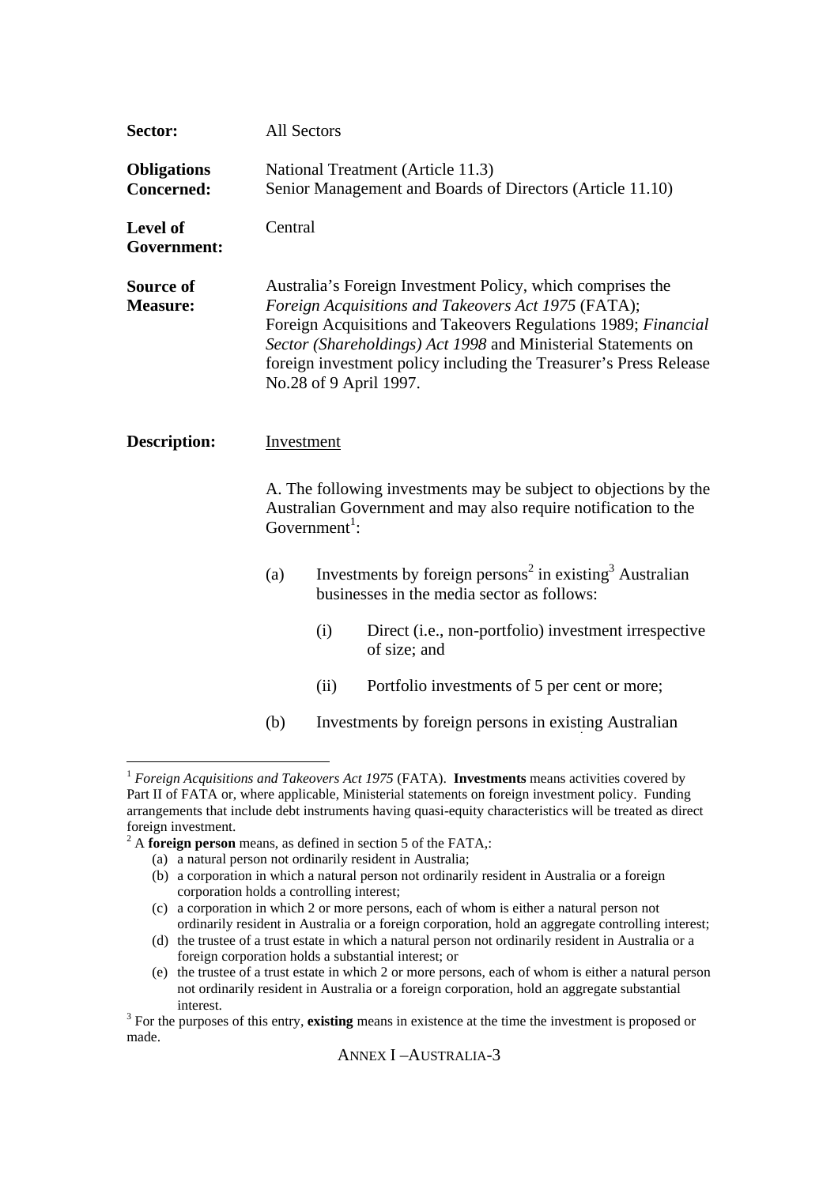**Sector:** All Sectors

**Obligations Concerned:** National Treatment (Article 11.3)
Senior Management and Boards of Directors (Article 11.10)

**Level of Government:** Central

**Source of Measure:** Australia's Foreign Investment Policy, which comprises the *Foreign Acquisitions and Takeovers Act 1975* (FATA); Foreign Acquisitions and Takeovers Regulations 1989; *Financial Sector (Shareholdings) Act 1998* and Ministerial Statements on foreign investment policy including the Treasurer's Press Release No.28 of 9 April 1997.

**Description:** Investment

A. The following investments may be subject to objections by the Australian Government and may also require notification to the Government[1]:

(a) Investments by foreign persons[2] in existing[3] Australian businesses in the media sector as follows:

   (i) Direct (i.e., non-portfolio) investment irrespective of size; and

   (ii) Portfolio investments of 5 per cent or more;

(b) Investments by foreign persons in existing Australian

---

[1] *Foreign Acquisitions and Takeovers Act 1975* (FATA). **Investments** means activities covered by Part II of FATA or, where applicable, Ministerial statements on foreign investment policy. Funding arrangements that include debt instruments having quasi-equity characteristics will be treated as direct foreign investment.

[2] A **foreign person** means, as defined in section 5 of the FATA,:

(a) a natural person not ordinarily resident in Australia;
(b) a corporation in which a natural person not ordinarily resident in Australia or a foreign corporation holds a controlling interest;
(c) a corporation in which 2 or more persons, each of whom is either a natural person not ordinarily resident in Australia or a foreign corporation, hold an aggregate controlling interest;
(d) the trustee of a trust estate in which a natural person not ordinarily resident in Australia or a foreign corporation holds a substantial interest; or
(e) the trustee of a trust estate in which 2 or more persons, each of whom is either a natural person not ordinarily resident in Australia or a foreign corporation, hold an aggregate substantial interest.

[3] For the purposes of this entry, **existing** means in existence at the time the investment is proposed or made.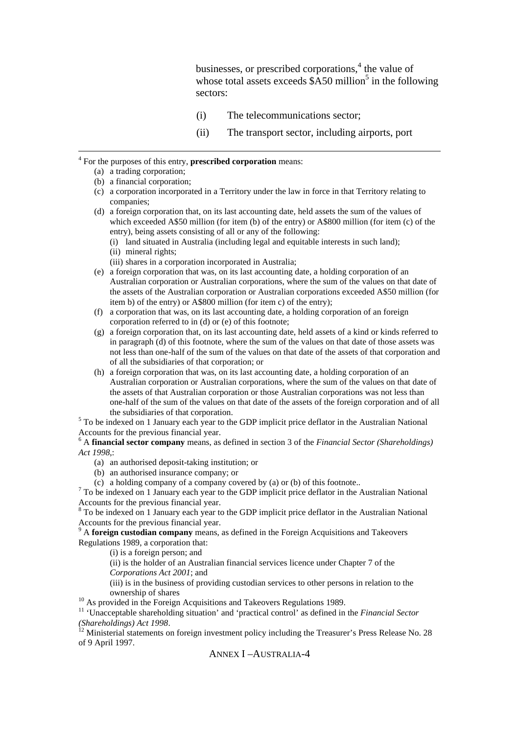businesses, or prescribed corporations,[4] the value of whose total assets exceeds $A50 million[5] in the following sectors:

(i) The telecommunications sector;

(ii) The transport sector, including airports, port

---

[4] For the purposes of this entry, **prescribed corporation** means:

(a) a trading corporation;

(b) a financial corporation;

(c) a corporation incorporated in a Territory under the law in force in that Territory relating to companies;

(d) a foreign corporation that, on its last accounting date, held assets the sum of the values of which exceeded A$50 million (for item (b) of the entry) or A$800 million (for item (c) of the entry), being assets consisting of all or any of the following:

(i) land situated in Australia (including legal and equitable interests in such land);

(ii) mineral rights;

(iii) shares in a corporation incorporated in Australia;

(e) a foreign corporation that was, on its last accounting date, a holding corporation of an Australian corporation or Australian corporations, where the sum of the values on that date of the assets of the Australian corporation or Australian corporations exceeded A$50 million (for item b) of the entry) or A$800 million (for item c) of the entry);

(f) a corporation that was, on its last accounting date, a holding corporation of an foreign corporation referred to in (d) or (e) of this footnote;

(g) a foreign corporation that, on its last accounting date, held assets of a kind or kinds referred to in paragraph (d) of this footnote, where the sum of the values on that date of those assets was not less than one-half of the sum of the values on that date of the assets of that corporation and of all the subsidiaries of that corporation; or

(h) a foreign corporation that was, on its last accounting date, a holding corporation of an Australian corporation or Australian corporations, where the sum of the values on that date of the assets of that Australian corporation or those Australian corporations was not less than one-half of the sum of the values on that date of the assets of the foreign corporation and of all the subsidiaries of that corporation.

[5] To be indexed on 1 January each year to the GDP implicit price deflator in the Australian National Accounts for the previous financial year.

[6] A **financial sector company** means, as defined in section 3 of the *Financial Sector (Shareholdings) Act 1998,*:

(a) an authorised deposit-taking institution; or

(b) an authorised insurance company; or

(c) a holding company of a company covered by (a) or (b) of this footnote..

[7] To be indexed on 1 January each year to the GDP implicit price deflator in the Australian National Accounts for the previous financial year.

[8] To be indexed on 1 January each year to the GDP implicit price deflator in the Australian National Accounts for the previous financial year.

[9] A **foreign custodian company** means, as defined in the Foreign Acquisitions and Takeovers Regulations 1989, a corporation that:

(i) is a foreign person; and

(ii) is the holder of an Australian financial services licence under Chapter 7 of the *Corporations Act 2001*; and

(iii) is in the business of providing custodian services to other persons in relation to the ownership of shares

[10] As provided in the Foreign Acquisitions and Takeovers Regulations 1989.

[11] 'Unacceptable shareholding situation' and 'practical control' as defined in the *Financial Sector (Shareholdings) Act 1998*.

[12] Ministerial statements on foreign investment policy including the Treasurer's Press Release No. 28 of 9 April 1997.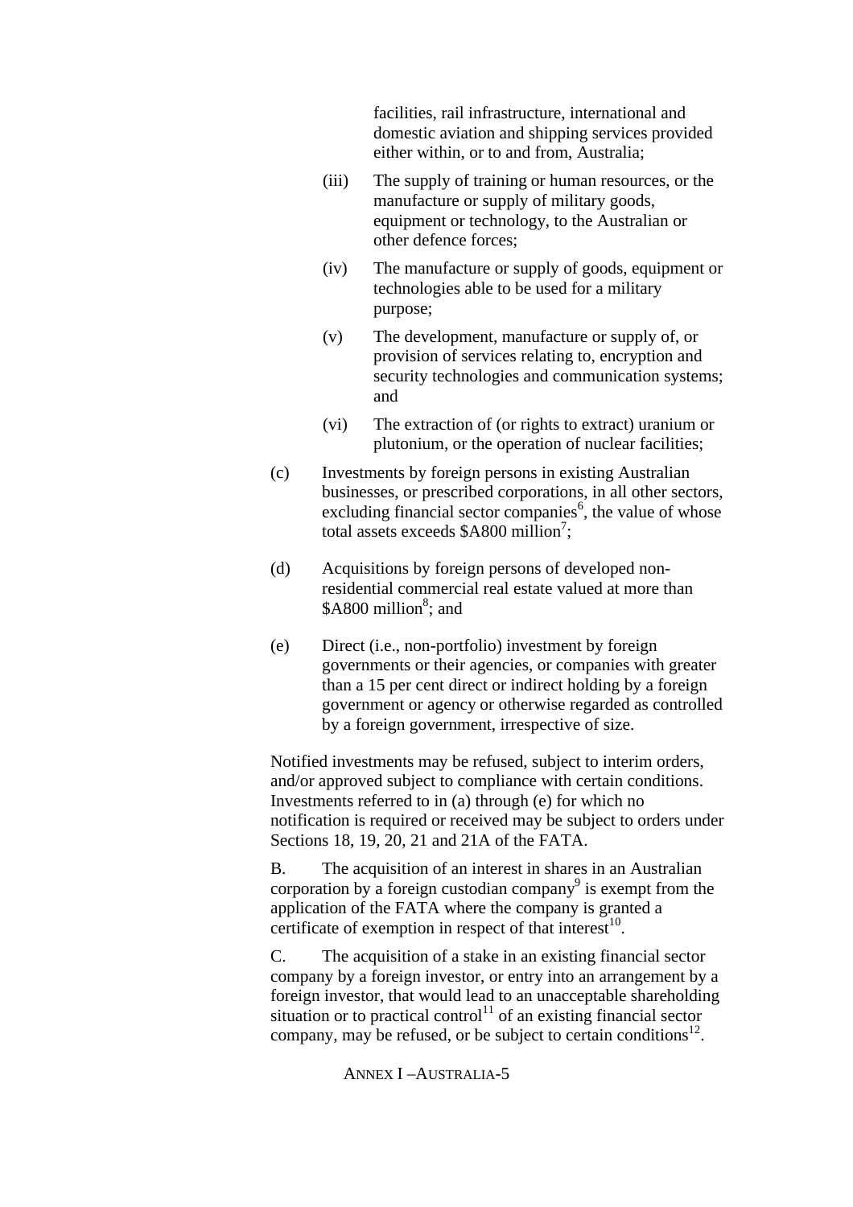facilities, rail infrastructure, international and domestic aviation and shipping services provided either within, or to and from, Australia;

(iii) The supply of training or human resources, or the manufacture or supply of military goods, equipment or technology, to the Australian or other defence forces;

(iv) The manufacture or supply of goods, equipment or technologies able to be used for a military purpose;

(v) The development, manufacture or supply of, or provision of services relating to, encryption and security technologies and communication systems; and

(vi) The extraction of (or rights to extract) uranium or plutonium, or the operation of nuclear facilities;

(c) Investments by foreign persons in existing Australian businesses, or prescribed corporations, in all other sectors, excluding financial sector companies[6], the value of whose total assets exceeds $A800 million[7];

(d) Acquisitions by foreign persons of developed non-residential commercial real estate valued at more than $A800 million[8]; and

(e) Direct (i.e., non-portfolio) investment by foreign governments or their agencies, or companies with greater than a 15 per cent direct or indirect holding by a foreign government or agency or otherwise regarded as controlled by a foreign government, irrespective of size.

Notified investments may be refused, subject to interim orders, and/or approved subject to compliance with certain conditions. Investments referred to in (a) through (e) for which no notification is required or received may be subject to orders under Sections 18, 19, 20, 21 and 21A of the FATA.

B. The acquisition of an interest in shares in an Australian corporation by a foreign custodian company[9] is exempt from the application of the FATA where the company is granted a certificate of exemption in respect of that interest[10].

C. The acquisition of a stake in an existing financial sector company by a foreign investor, or entry into an arrangement by a foreign investor, that would lead to an unacceptable shareholding situation or to practical control[11] of an existing financial sector company, may be refused, or be subject to certain conditions[12].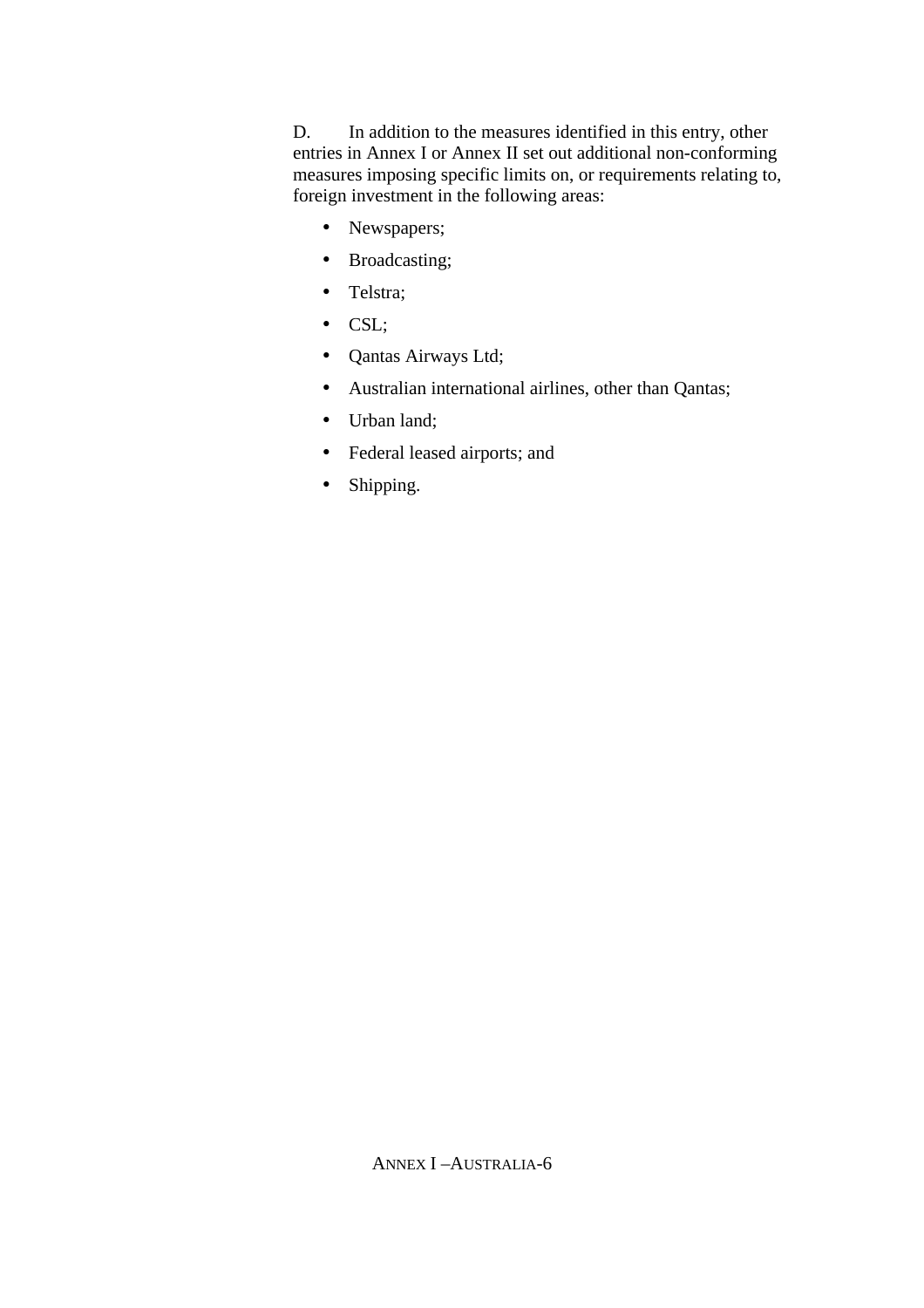D. In addition to the measures identified in this entry, other entries in Annex I or Annex II set out additional non-conforming measures imposing specific limits on, or requirements relating to, foreign investment in the following areas:

- Newspapers;
- Broadcasting;
- Telstra;
- CSL;
- Qantas Airways Ltd;
- Australian international airlines, other than Qantas;
- Urban land;
- Federal leased airports; and
- Shipping.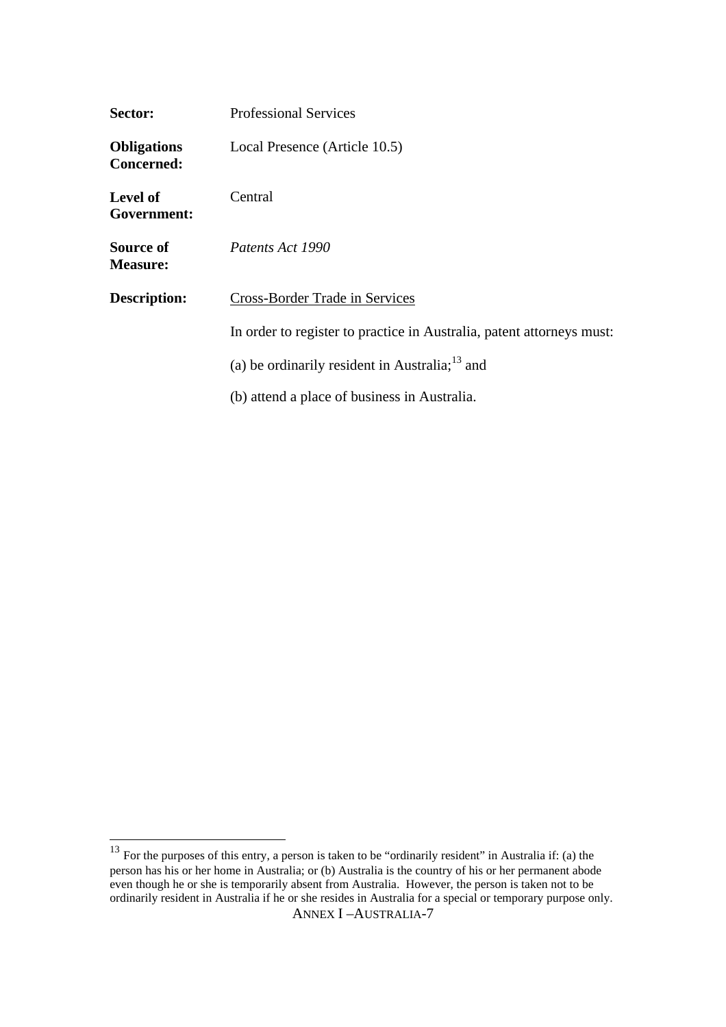**Sector:** Professional Services

**Obligations Concerned:** Local Presence (Article 10.5)

**Level of Government:** Central

**Source of Measure:** *Patents Act 1990*

**Description:** Cross-Border Trade in Services

In order to register to practice in Australia, patent attorneys must:

(a) be ordinarily resident in Australia;[13] and

(b) attend a place of business in Australia.

---

[13] For the purposes of this entry, a person is taken to be "ordinarily resident" in Australia if: (a) the person has his or her home in Australia; or (b) Australia is the country of his or her permanent abode even though he or she is temporarily absent from Australia. However, the person is taken not to be ordinarily resident in Australia if he or she resides in Australia for a special or temporary purpose only.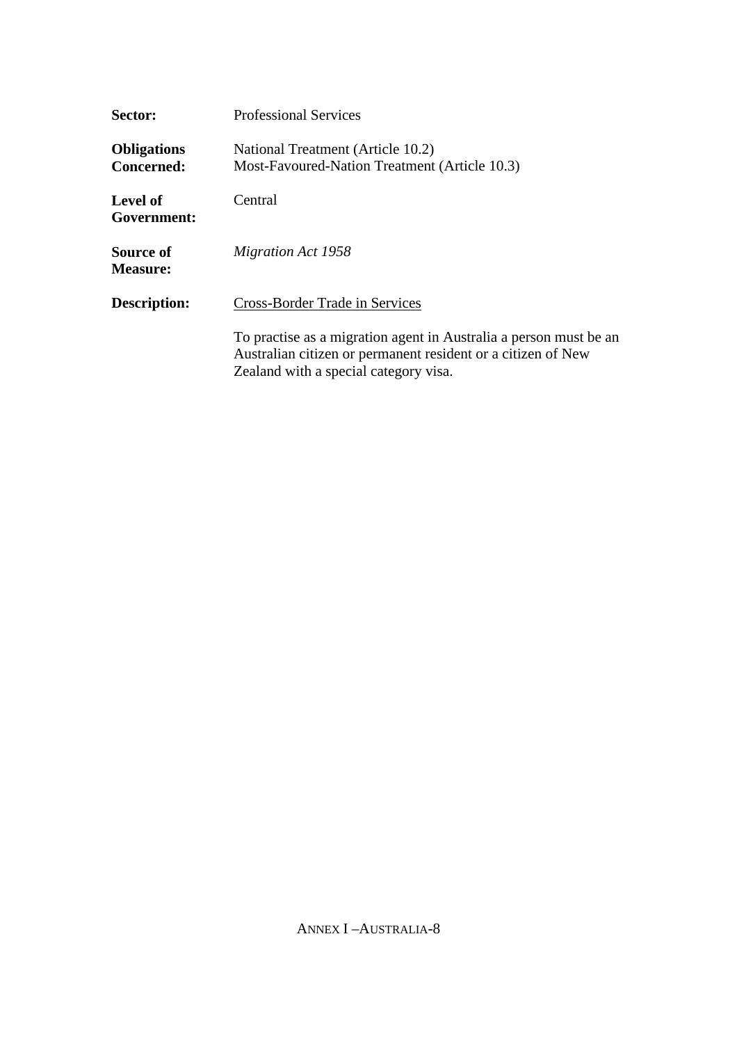| | |
|---|---|
| **Sector:** | Professional Services |
| **Obligations Concerned:** | National Treatment (Article 10.2)<br>Most-Favoured-Nation Treatment (Article 10.3) |
| **Level of Government:** | Central |
| **Source of Measure:** | *Migration Act 1958* |
| **Description:** | Cross-Border Trade in Services<br><br>To practise as a migration agent in Australia a person must be an Australian citizen or permanent resident or a citizen of New Zealand with a special category visa. |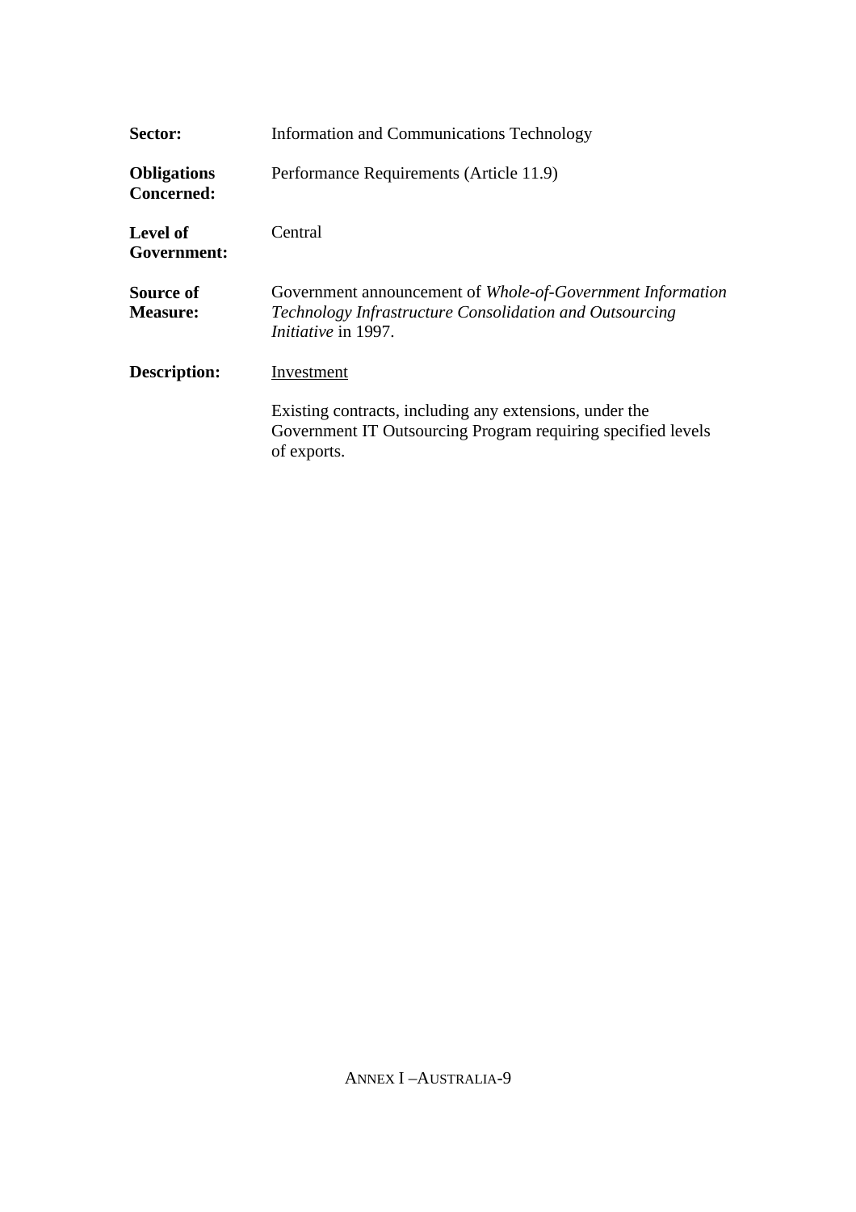**Sector:** Information and Communications Technology

**Obligations Concerned:** Performance Requirements (Article 11.9)

**Level of Government:** Central

**Source of Measure:** Government announcement of *Whole-of-Government Information Technology Infrastructure Consolidation and Outsourcing Initiative* in 1997.

**Description:** <u>Investment</u>

Existing contracts, including any extensions, under the Government IT Outsourcing Program requiring specified levels of exports.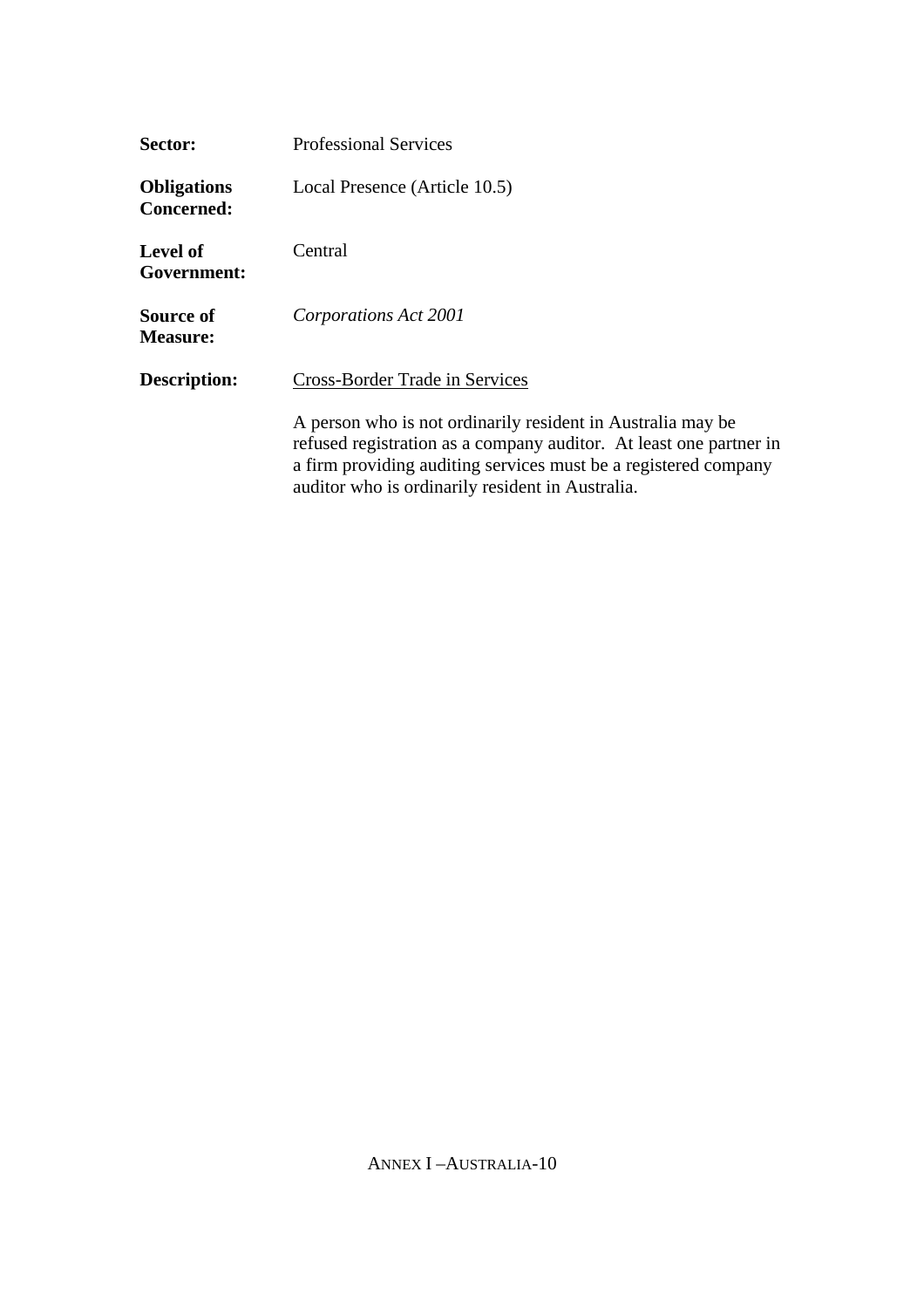**Sector:** Professional Services

**Obligations Concerned:** Local Presence (Article 10.5)

**Level of Government:** Central

**Source of Measure:** *Corporations Act 2001*

**Description:** Cross-Border Trade in Services

A person who is not ordinarily resident in Australia may be refused registration as a company auditor. At least one partner in a firm providing auditing services must be a registered company auditor who is ordinarily resident in Australia.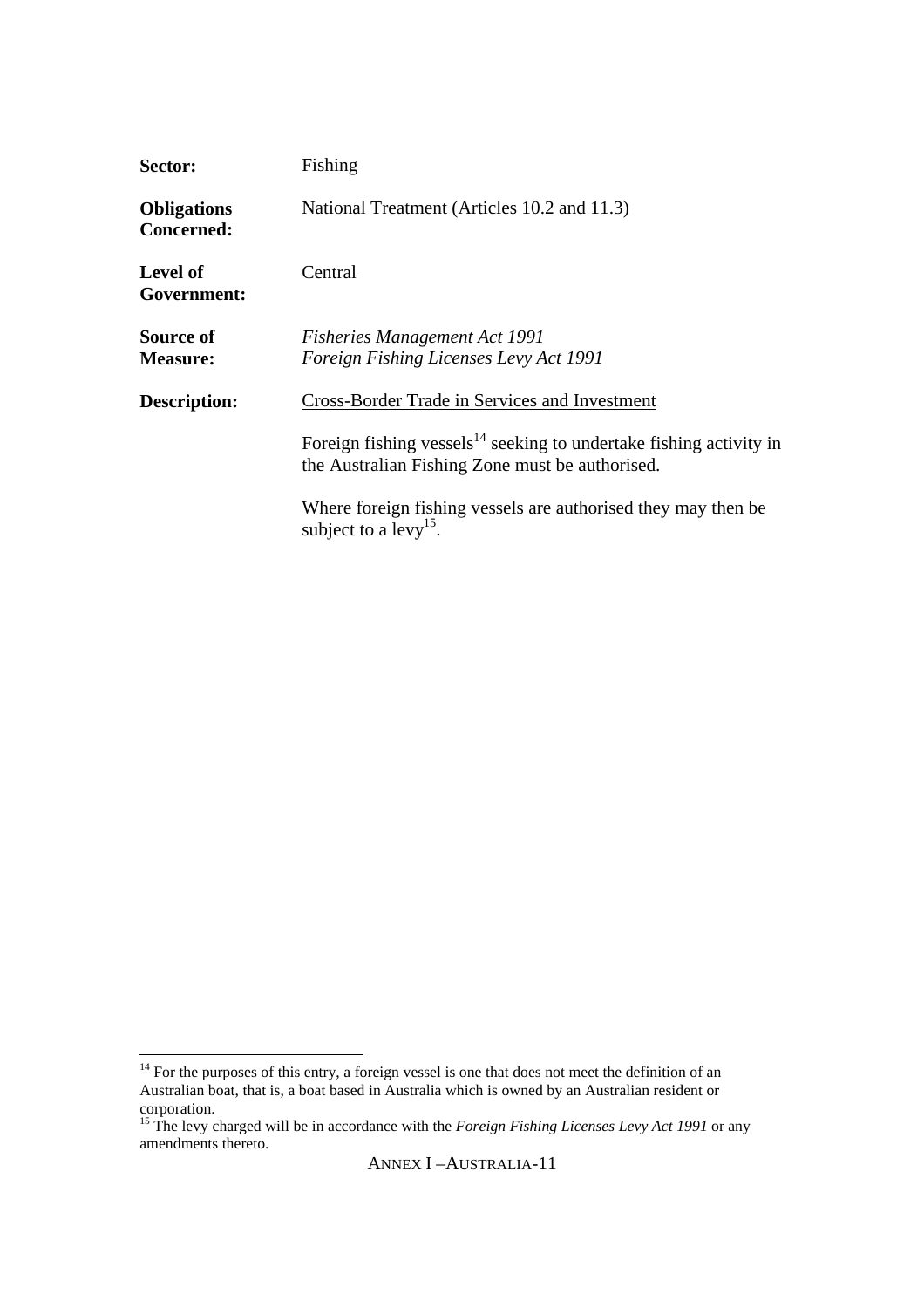**Sector:** Fishing

**Obligations Concerned:** National Treatment (Articles 10.2 and 11.3)

**Level of Government:** Central

**Source of Measure:** *Fisheries Management Act 1991*
*Foreign Fishing Licenses Levy Act 1991*

**Description:** Cross-Border Trade in Services and Investment

Foreign fishing vessels[14] seeking to undertake fishing activity in the Australian Fishing Zone must be authorised.

Where foreign fishing vessels are authorised they may then be subject to a levy[15].

---

[14] For the purposes of this entry, a foreign vessel is one that does not meet the definition of an Australian boat, that is, a boat based in Australia which is owned by an Australian resident or corporation.

[15] The levy charged will be in accordance with the *Foreign Fishing Licenses Levy Act 1991* or any amendments thereto.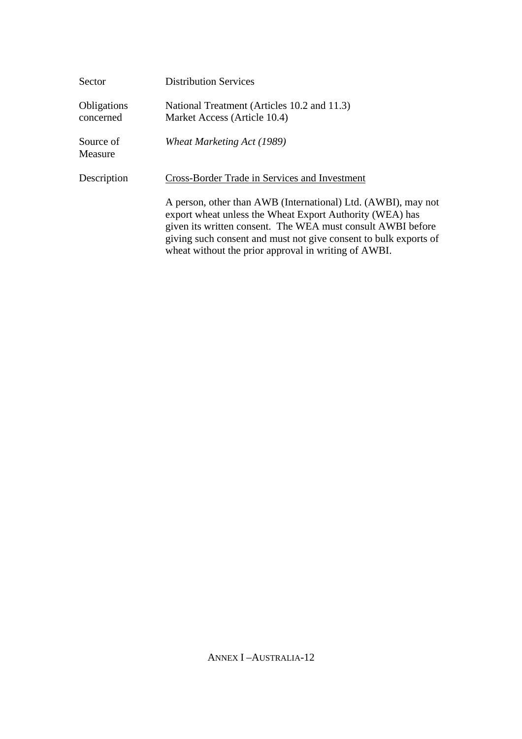| | |
|---|---|
| Sector | Distribution Services |
| Obligations concerned | National Treatment (Articles 10.2 and 11.3)<br>Market Access (Article 10.4) |
| Source of Measure | *Wheat Marketing Act (1989)* |
| Description | Cross-Border Trade in Services and Investment<br><br>A person, other than AWB (International) Ltd. (AWBI), may not export wheat unless the Wheat Export Authority (WEA) has given its written consent. The WEA must consult AWBI before giving such consent and must not give consent to bulk exports of wheat without the prior approval in writing of AWBI. |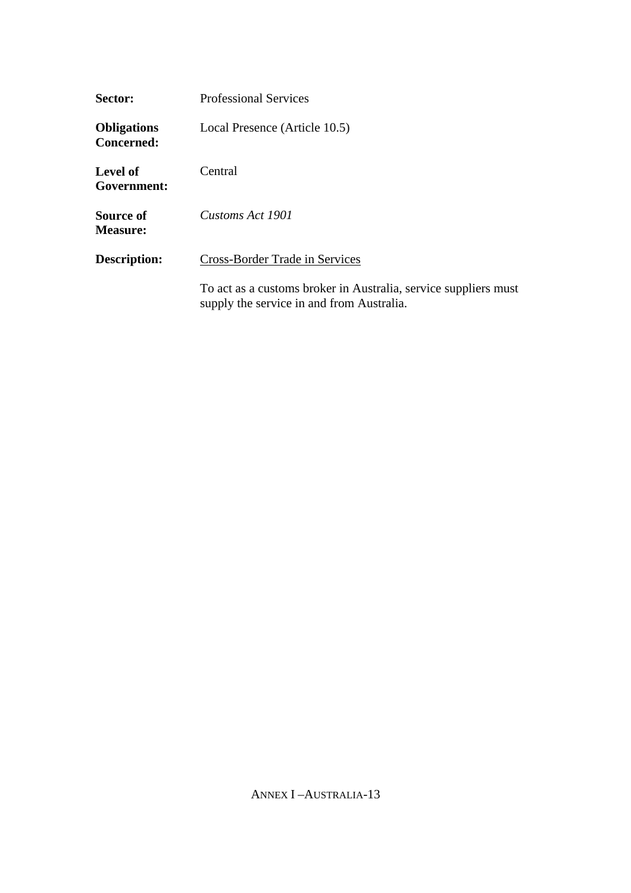**Sector:** Professional Services

**Obligations Concerned:** Local Presence (Article 10.5)

**Level of Government:** Central

**Source of Measure:** *Customs Act 1901*

**Description:** <u>Cross-Border Trade in Services</u>

To act as a customs broker in Australia, service suppliers must supply the service in and from Australia.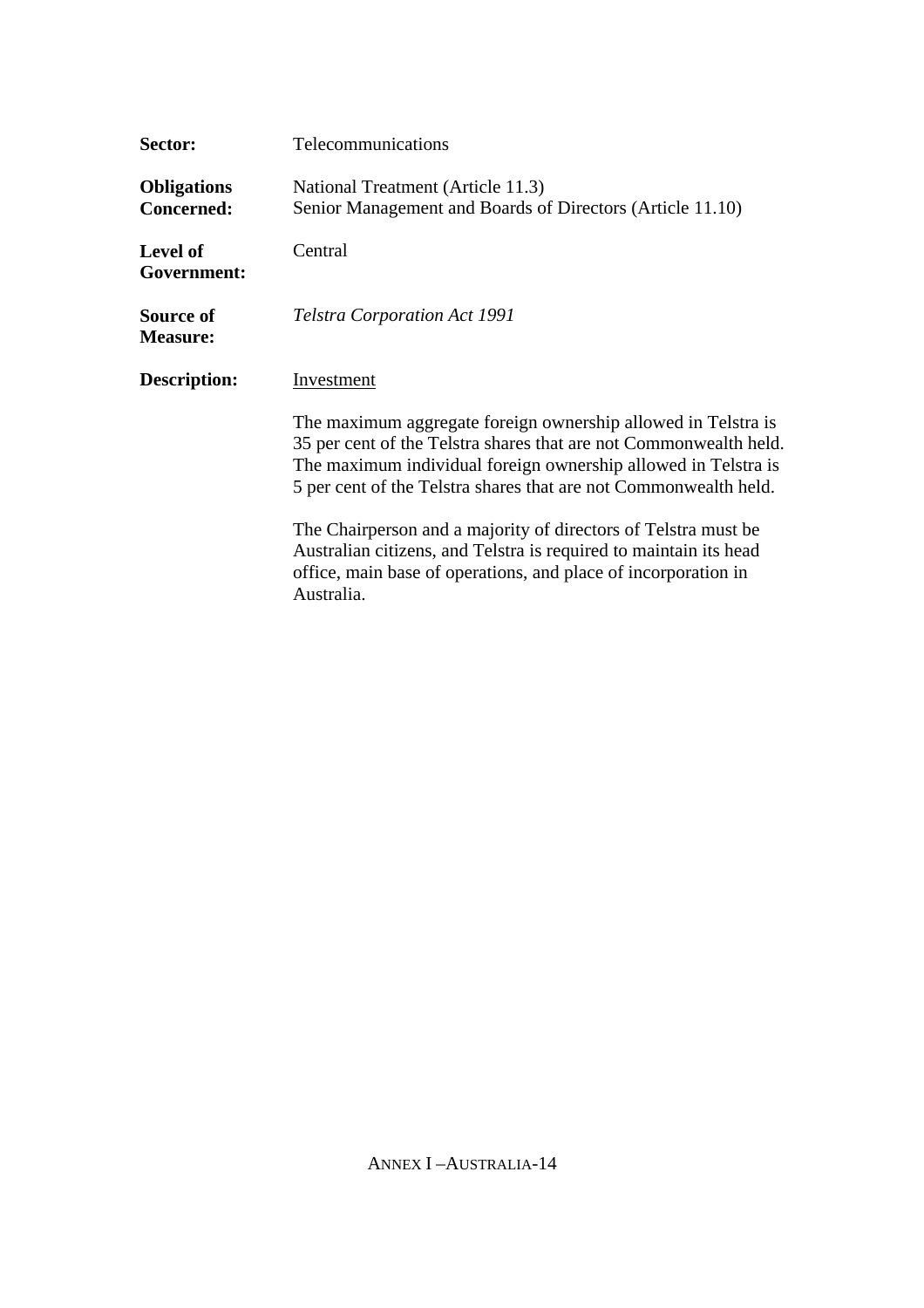**Sector:** Telecommunications

**Obligations Concerned:** National Treatment (Article 11.3)
Senior Management and Boards of Directors (Article 11.10)

**Level of Government:** Central

**Source of Measure:** *Telstra Corporation Act 1991*

**Description:** Investment

The maximum aggregate foreign ownership allowed in Telstra is 35 per cent of the Telstra shares that are not Commonwealth held. The maximum individual foreign ownership allowed in Telstra is 5 per cent of the Telstra shares that are not Commonwealth held.

The Chairperson and a majority of directors of Telstra must be Australian citizens, and Telstra is required to maintain its head office, main base of operations, and place of incorporation in Australia.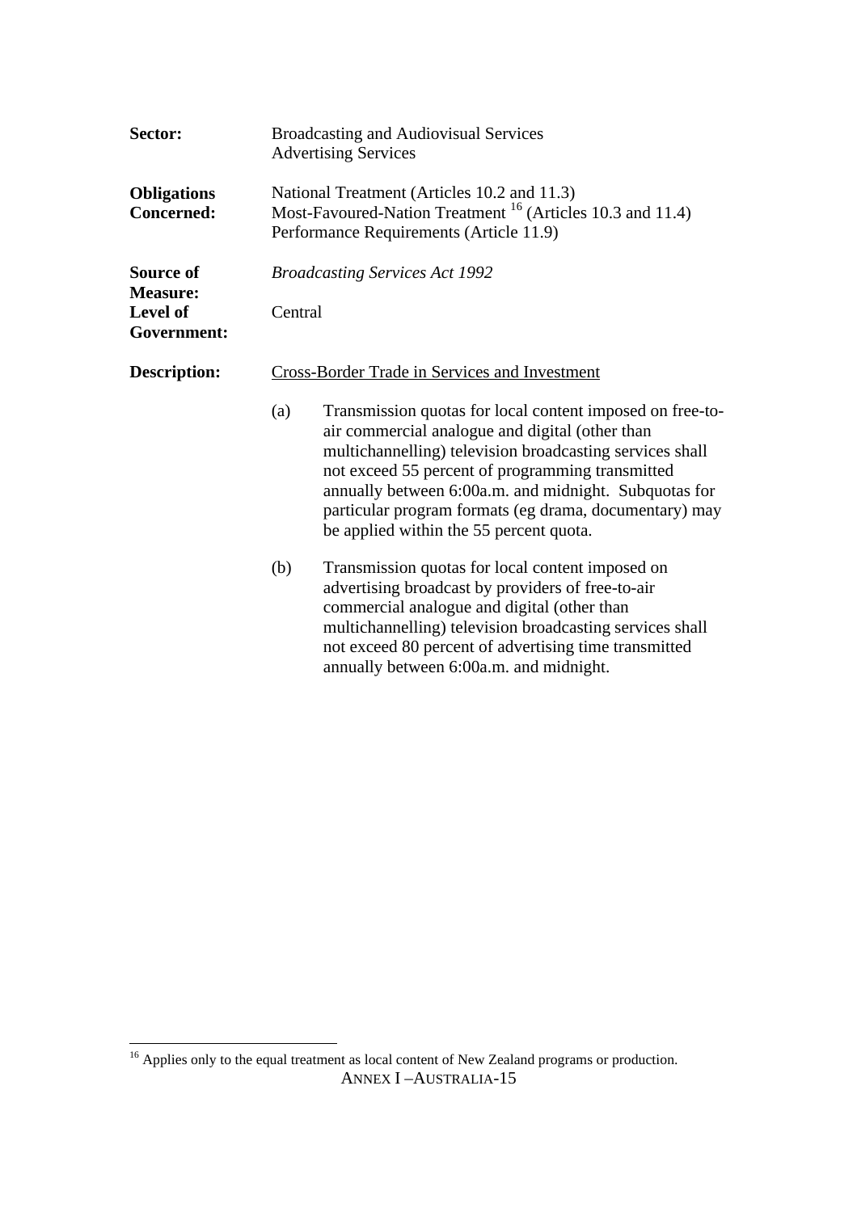**Sector:** Broadcasting and Audiovisual Services
Advertising Services

**Obligations Concerned:** National Treatment (Articles 10.2 and 11.3)
Most-Favoured-Nation Treatment [16] (Articles 10.3 and 11.4)
Performance Requirements (Article 11.9)

**Source of Measure:** *Broadcasting Services Act 1992*

**Level of Government:** Central

**Description:** <u>Cross-Border Trade in Services and Investment</u>

(a) Transmission quotas for local content imposed on free-to-air commercial analogue and digital (other than multichannelling) television broadcasting services shall not exceed 55 percent of programming transmitted annually between 6:00a.m. and midnight. Subquotas for particular program formats (eg drama, documentary) may be applied within the 55 percent quota.

(b) Transmission quotas for local content imposed on advertising broadcast by providers of free-to-air commercial analogue and digital (other than multichannelling) television broadcasting services shall not exceed 80 percent of advertising time transmitted annually between 6:00a.m. and midnight.

---

[16] Applies only to the equal treatment as local content of New Zealand programs or production.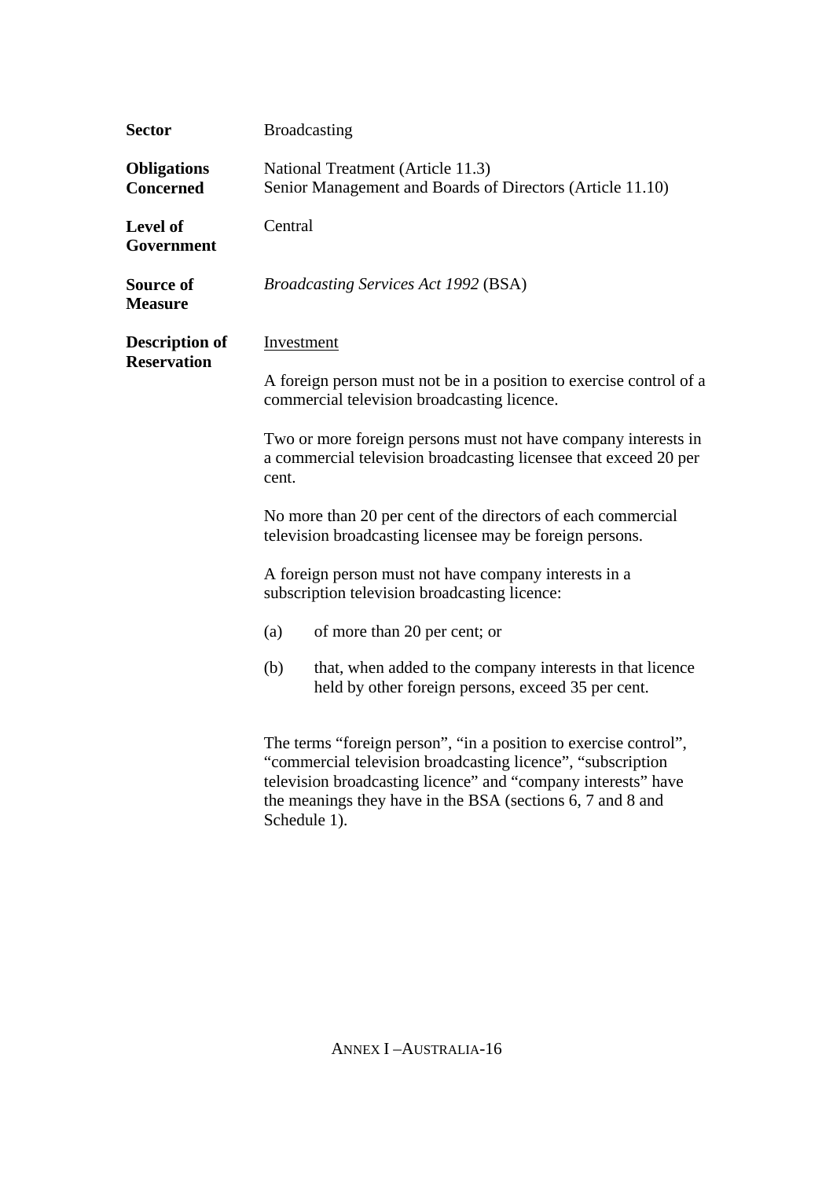**Sector** Broadcasting

**Obligations Concerned** National Treatment (Article 11.3)
Senior Management and Boards of Directors (Article 11.10)

**Level of Government** Central

**Source of Measure** *Broadcasting Services Act 1992* (BSA)

**Description of Reservation**

Investment

A foreign person must not be in a position to exercise control of a commercial television broadcasting licence.

Two or more foreign persons must not have company interests in a commercial television broadcasting licensee that exceed 20 per cent.

No more than 20 per cent of the directors of each commercial television broadcasting licensee may be foreign persons.

A foreign person must not have company interests in a subscription television broadcasting licence:

(a) of more than 20 per cent; or

(b) that, when added to the company interests in that licence held by other foreign persons, exceed 35 per cent.

The terms "foreign person", "in a position to exercise control", "commercial television broadcasting licence", "subscription television broadcasting licence" and "company interests" have the meanings they have in the BSA (sections 6, 7 and 8 and Schedule 1).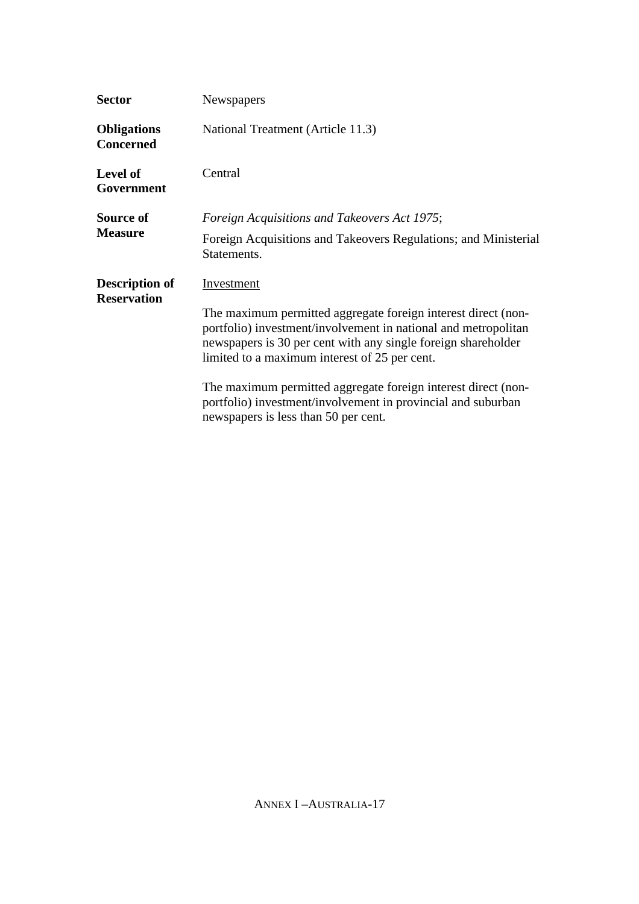| | |
|---|---|
| **Sector** | Newspapers |
| **Obligations Concerned** | National Treatment (Article 11.3) |
| **Level of Government** | Central |
| **Source of Measure** | *Foreign Acquisitions and Takeovers Act 1975*;<br><br>Foreign Acquisitions and Takeovers Regulations; and Ministerial Statements. |
| **Description of Reservation** | <u>Investment</u><br><br>The maximum permitted aggregate foreign interest direct (non-portfolio) investment/involvement in national and metropolitan newspapers is 30 per cent with any single foreign shareholder limited to a maximum interest of 25 per cent.<br><br>The maximum permitted aggregate foreign interest direct (non-portfolio) investment/involvement in provincial and suburban newspapers is less than 50 per cent. |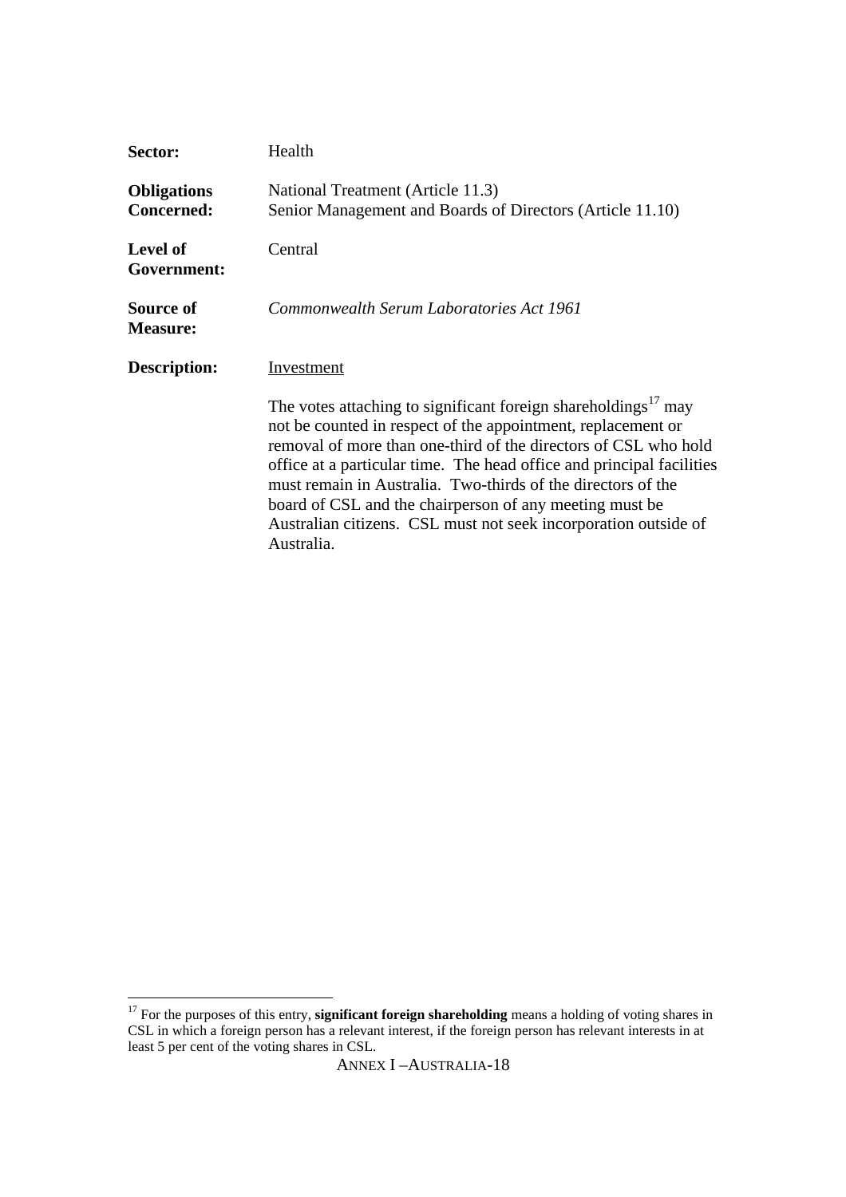| | |
|---|---|
| **Sector:** | Health |
| **Obligations Concerned:** | National Treatment (Article 11.3)<br>Senior Management and Boards of Directors (Article 11.10) |
| **Level of Government:** | Central |
| **Source of Measure:** | *Commonwealth Serum Laboratories Act 1961* |
| **Description:** | Investment<br><br>The votes attaching to significant foreign shareholdings[17] may not be counted in respect of the appointment, replacement or removal of more than one-third of the directors of CSL who hold office at a particular time. The head office and principal facilities must remain in Australia. Two-thirds of the directors of the board of CSL and the chairperson of any meeting must be Australian citizens. CSL must not seek incorporation outside of Australia. |

[17] For the purposes of this entry, **significant foreign shareholding** means a holding of voting shares in CSL in which a foreign person has a relevant interest, if the foreign person has relevant interests in at least 5 per cent of the voting shares in CSL.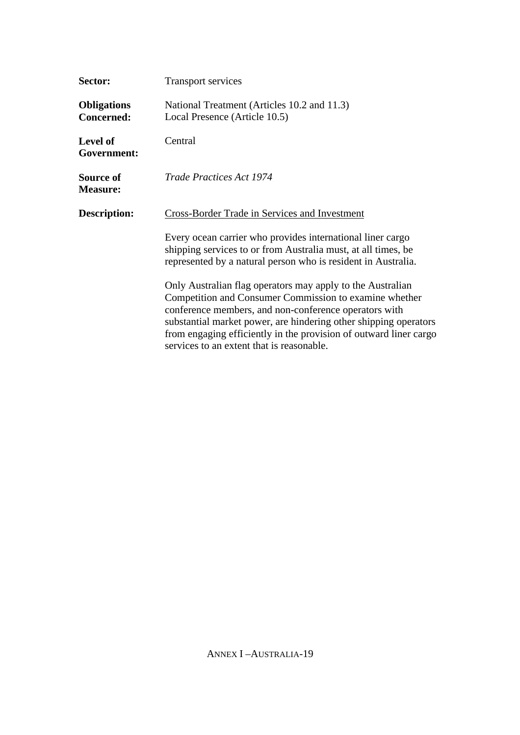**Sector:** Transport services

**Obligations Concerned:** National Treatment (Articles 10.2 and 11.3)
Local Presence (Article 10.5)

**Level of Government:** Central

**Source of Measure:** *Trade Practices Act 1974*

**Description:** Cross-Border Trade in Services and Investment

Every ocean carrier who provides international liner cargo shipping services to or from Australia must, at all times, be represented by a natural person who is resident in Australia.

Only Australian flag operators may apply to the Australian Competition and Consumer Commission to examine whether conference members, and non-conference operators with substantial market power, are hindering other shipping operators from engaging efficiently in the provision of outward liner cargo services to an extent that is reasonable.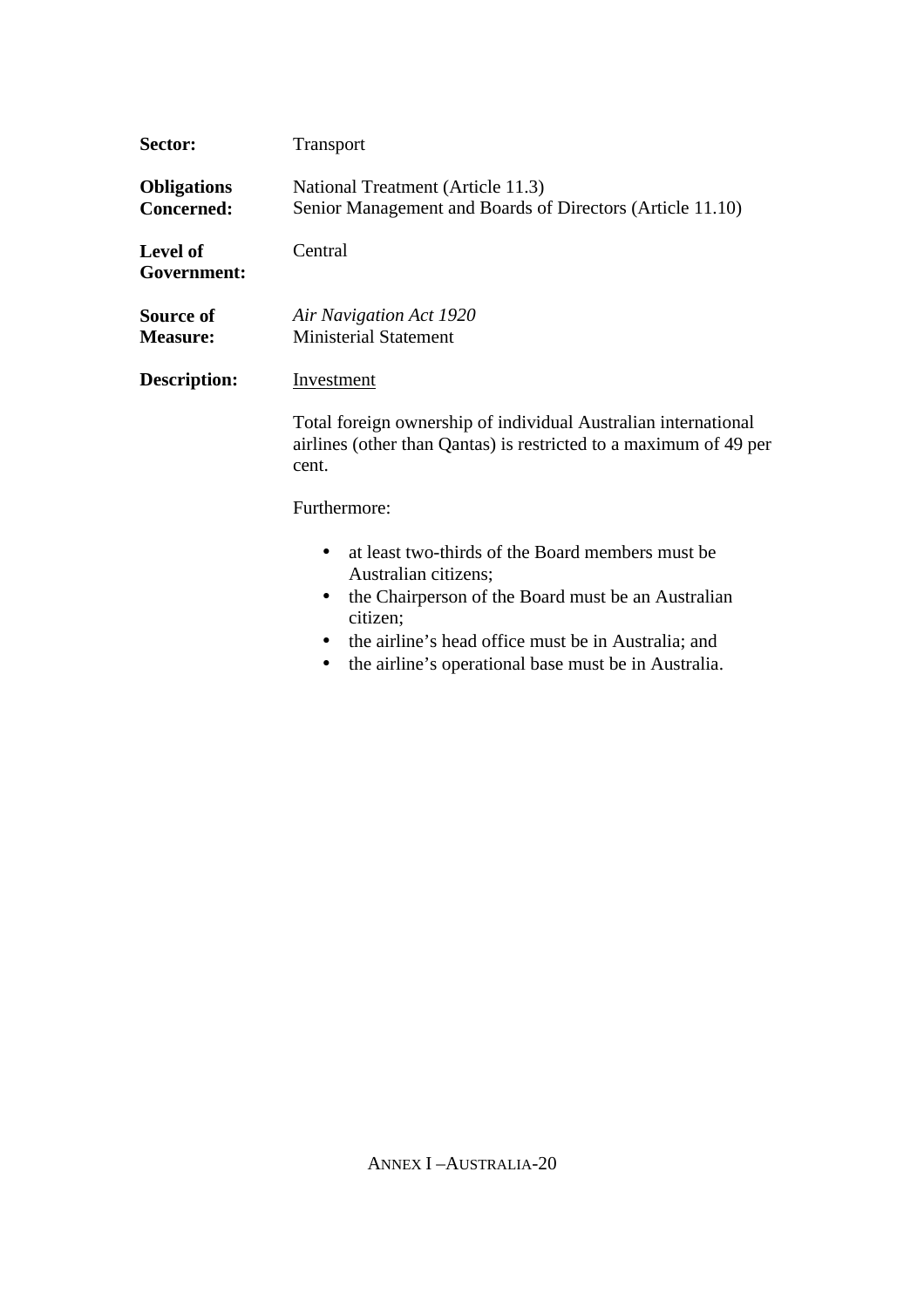**Sector:** Transport

**Obligations Concerned:** National Treatment (Article 11.3)
Senior Management and Boards of Directors (Article 11.10)

**Level of Government:** Central

**Source of Measure:** *Air Navigation Act 1920*
Ministerial Statement

**Description:** Investment

Total foreign ownership of individual Australian international airlines (other than Qantas) is restricted to a maximum of 49 per cent.

Furthermore:

- at least two-thirds of the Board members must be Australian citizens;
- the Chairperson of the Board must be an Australian citizen;
- the airline's head office must be in Australia; and
- the airline's operational base must be in Australia.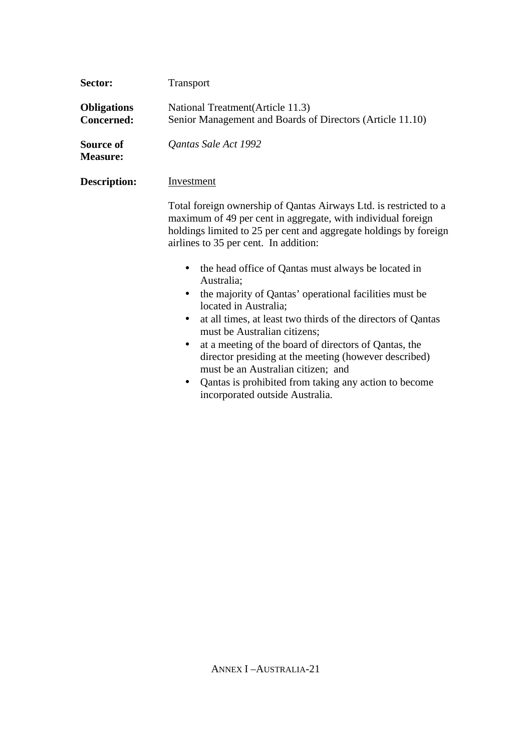**Sector:** Transport

**Obligations Concerned:** National Treatment(Article 11.3)
Senior Management and Boards of Directors (Article 11.10)

**Source of Measure:** *Qantas Sale Act 1992*

**Description:** Investment

Total foreign ownership of Qantas Airways Ltd. is restricted to a maximum of 49 per cent in aggregate, with individual foreign holdings limited to 25 per cent and aggregate holdings by foreign airlines to 35 per cent. In addition:

- the head office of Qantas must always be located in Australia;
- the majority of Qantas' operational facilities must be located in Australia;
- at all times, at least two thirds of the directors of Qantas must be Australian citizens;
- at a meeting of the board of directors of Qantas, the director presiding at the meeting (however described) must be an Australian citizen; and
- Qantas is prohibited from taking any action to become incorporated outside Australia.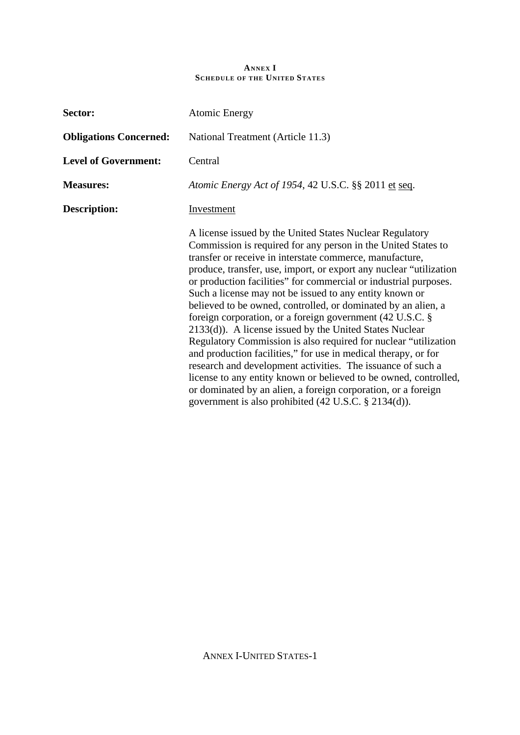**ANNEX I**
**SCHEDULE OF THE UNITED STATES**

**Sector:** Atomic Energy

**Obligations Concerned:** National Treatment (Article 11.3)

**Level of Government:** Central

**Measures:** *Atomic Energy Act of 1954*, 42 U.S.C. §§ 2011 et seq.

**Description:** Investment

A license issued by the United States Nuclear Regulatory Commission is required for any person in the United States to transfer or receive in interstate commerce, manufacture, produce, transfer, use, import, or export any nuclear "utilization or production facilities" for commercial or industrial purposes. Such a license may not be issued to any entity known or believed to be owned, controlled, or dominated by an alien, a foreign corporation, or a foreign government (42 U.S.C. § 2133(d)). A license issued by the United States Nuclear Regulatory Commission is also required for nuclear "utilization and production facilities," for use in medical therapy, or for research and development activities. The issuance of such a license to any entity known or believed to be owned, controlled, or dominated by an alien, a foreign corporation, or a foreign government is also prohibited (42 U.S.C. § 2134(d)).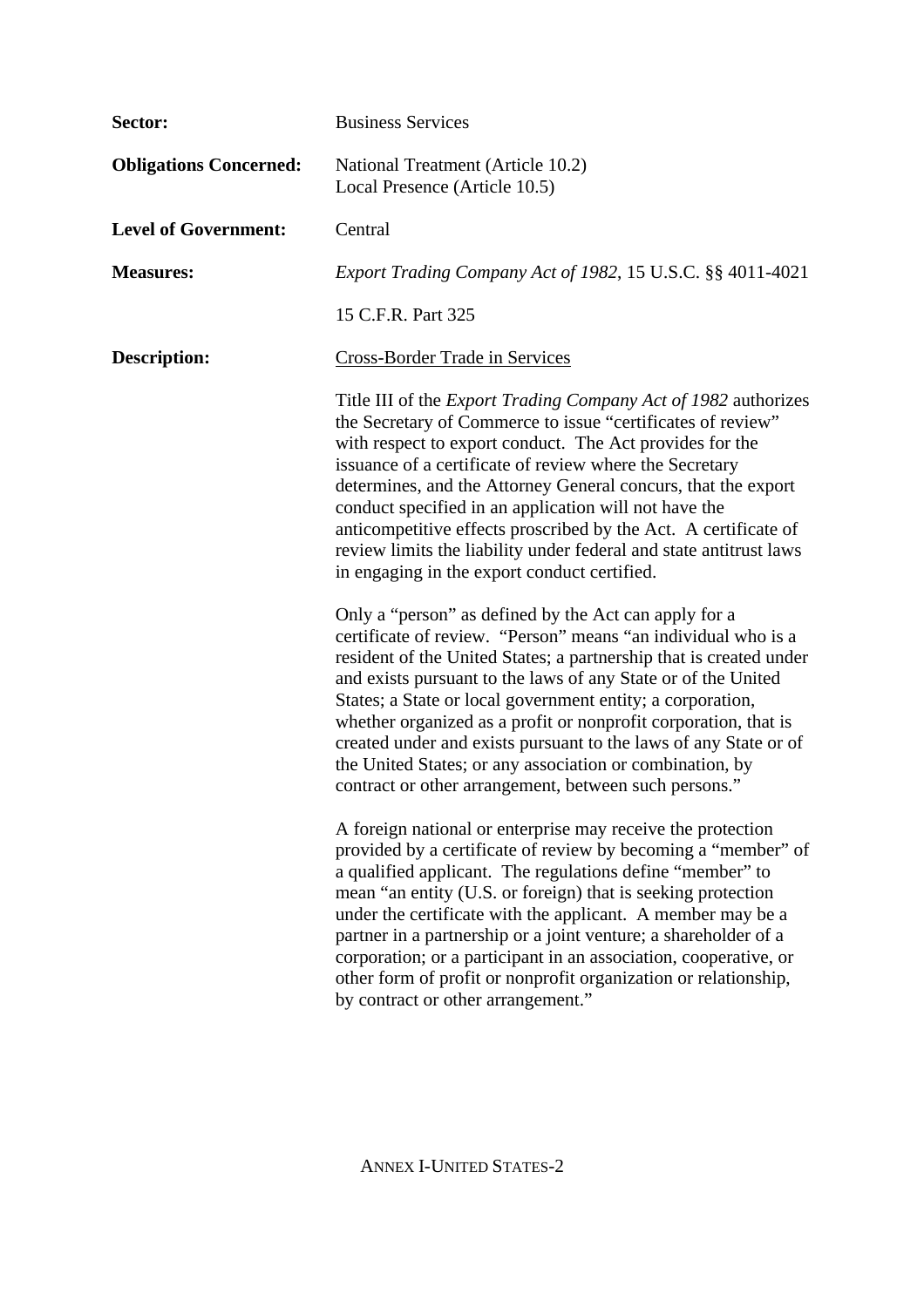**Sector:** Business Services

**Obligations Concerned:** National Treatment (Article 10.2)
Local Presence (Article 10.5)

**Level of Government:** Central

**Measures:** *Export Trading Company Act of 1982*, 15 U.S.C. §§ 4011-4021

15 C.F.R. Part 325

**Description:** Cross-Border Trade in Services

Title III of the *Export Trading Company Act of 1982* authorizes the Secretary of Commerce to issue "certificates of review" with respect to export conduct. The Act provides for the issuance of a certificate of review where the Secretary determines, and the Attorney General concurs, that the export conduct specified in an application will not have the anticompetitive effects proscribed by the Act. A certificate of review limits the liability under federal and state antitrust laws in engaging in the export conduct certified.

Only a "person" as defined by the Act can apply for a certificate of review. "Person" means "an individual who is a resident of the United States; a partnership that is created under and exists pursuant to the laws of any State or of the United States; a State or local government entity; a corporation, whether organized as a profit or nonprofit corporation, that is created under and exists pursuant to the laws of any State or of the United States; or any association or combination, by contract or other arrangement, between such persons."

A foreign national or enterprise may receive the protection provided by a certificate of review by becoming a "member" of a qualified applicant. The regulations define "member" to mean "an entity (U.S. or foreign) that is seeking protection under the certificate with the applicant. A member may be a partner in a partnership or a joint venture; a shareholder of a corporation; or a participant in an association, cooperative, or other form of profit or nonprofit organization or relationship, by contract or other arrangement."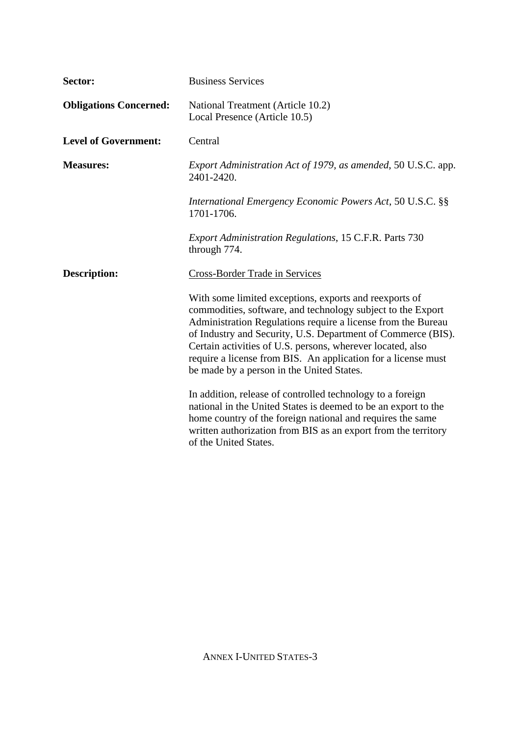**Sector:** Business Services

**Obligations Concerned:** National Treatment (Article 10.2)
Local Presence (Article 10.5)

**Level of Government:** Central

**Measures:** *Export Administration Act of 1979, as amended*, 50 U.S.C. app. 2401-2420.

*International Emergency Economic Powers Act*, 50 U.S.C. §§ 1701-1706.

*Export Administration Regulations*, 15 C.F.R. Parts 730 through 774.

**Description:** Cross-Border Trade in Services

With some limited exceptions, exports and reexports of commodities, software, and technology subject to the Export Administration Regulations require a license from the Bureau of Industry and Security, U.S. Department of Commerce (BIS). Certain activities of U.S. persons, wherever located, also require a license from BIS. An application for a license must be made by a person in the United States.

In addition, release of controlled technology to a foreign national in the United States is deemed to be an export to the home country of the foreign national and requires the same written authorization from BIS as an export from the territory of the United States.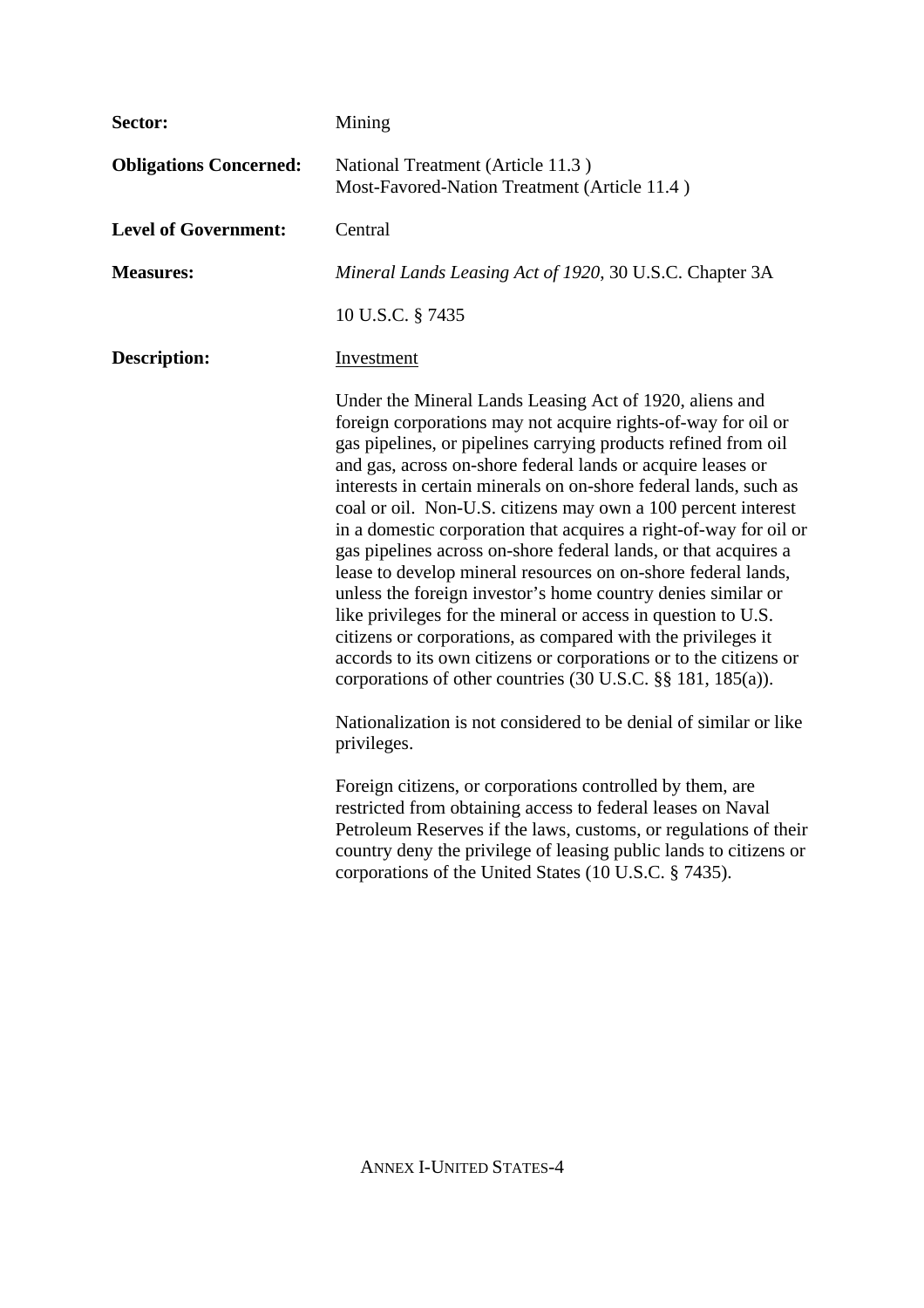**Sector:** Mining

**Obligations Concerned:** National Treatment (Article 11.3 )
Most-Favored-Nation Treatment (Article 11.4 )

**Level of Government:** Central

**Measures:** *Mineral Lands Leasing Act of 1920*, 30 U.S.C. Chapter 3A

10 U.S.C. § 7435

**Description:** Investment

Under the Mineral Lands Leasing Act of 1920, aliens and foreign corporations may not acquire rights-of-way for oil or gas pipelines, or pipelines carrying products refined from oil and gas, across on-shore federal lands or acquire leases or interests in certain minerals on on-shore federal lands, such as coal or oil. Non-U.S. citizens may own a 100 percent interest in a domestic corporation that acquires a right-of-way for oil or gas pipelines across on-shore federal lands, or that acquires a lease to develop mineral resources on on-shore federal lands, unless the foreign investor's home country denies similar or like privileges for the mineral or access in question to U.S. citizens or corporations, as compared with the privileges it accords to its own citizens or corporations or to the citizens or corporations of other countries (30 U.S.C. §§ 181, 185(a)).

Nationalization is not considered to be denial of similar or like privileges.

Foreign citizens, or corporations controlled by them, are restricted from obtaining access to federal leases on Naval Petroleum Reserves if the laws, customs, or regulations of their country deny the privilege of leasing public lands to citizens or corporations of the United States (10 U.S.C. § 7435).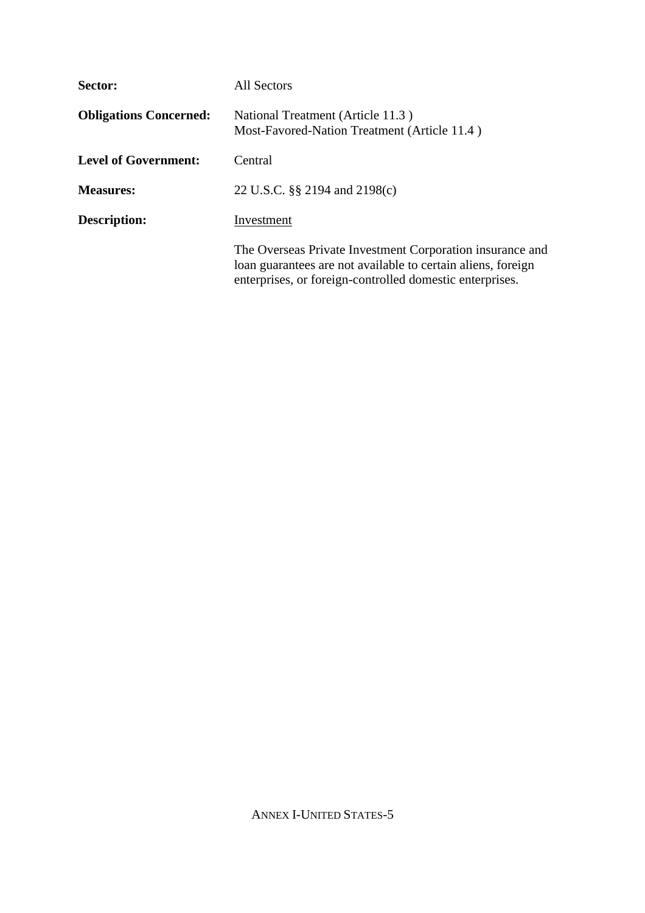**Sector:** All Sectors

**Obligations Concerned:** National Treatment (Article 11.3 )
Most-Favored-Nation Treatment (Article 11.4 )

**Level of Government:** Central

**Measures:** 22 U.S.C. §§ 2194 and 2198(c)

**Description:** Investment

The Overseas Private Investment Corporation insurance and loan guarantees are not available to certain aliens, foreign enterprises, or foreign-controlled domestic enterprises.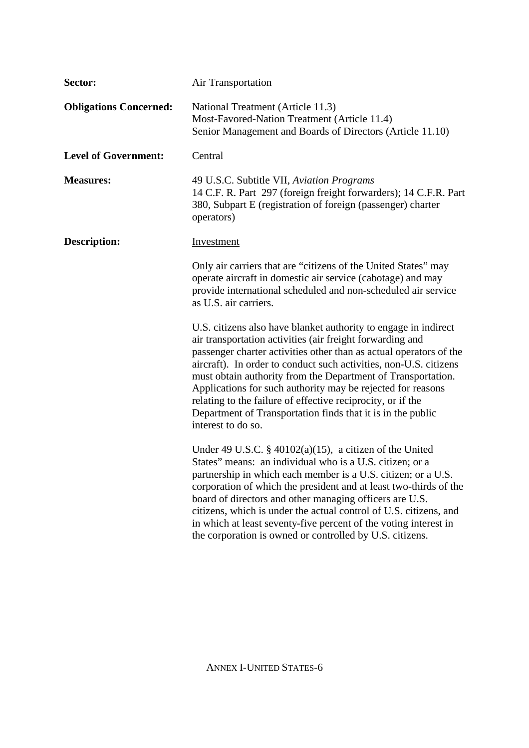**Sector:** Air Transportation

**Obligations Concerned:** National Treatment (Article 11.3)
Most-Favored-Nation Treatment (Article 11.4)
Senior Management and Boards of Directors (Article 11.10)

**Level of Government:** Central

**Measures:** 49 U.S.C. Subtitle VII, *Aviation Programs*
14 C.F. R. Part 297 (foreign freight forwarders); 14 C.F.R. Part 380, Subpart E (registration of foreign (passenger) charter operators)

**Description:** Investment

Only air carriers that are "citizens of the United States" may operate aircraft in domestic air service (cabotage) and may provide international scheduled and non-scheduled air service as U.S. air carriers.

U.S. citizens also have blanket authority to engage in indirect air transportation activities (air freight forwarding and passenger charter activities other than as actual operators of the aircraft). In order to conduct such activities, non-U.S. citizens must obtain authority from the Department of Transportation. Applications for such authority may be rejected for reasons relating to the failure of effective reciprocity, or if the Department of Transportation finds that it is in the public interest to do so.

Under 49 U.S.C. § 40102(a)(15), a citizen of the United States" means: an individual who is a U.S. citizen; or a partnership in which each member is a U.S. citizen; or a U.S. corporation of which the president and at least two-thirds of the board of directors and other managing officers are U.S. citizens, which is under the actual control of U.S. citizens, and in which at least seventy-five percent of the voting interest in the corporation is owned or controlled by U.S. citizens.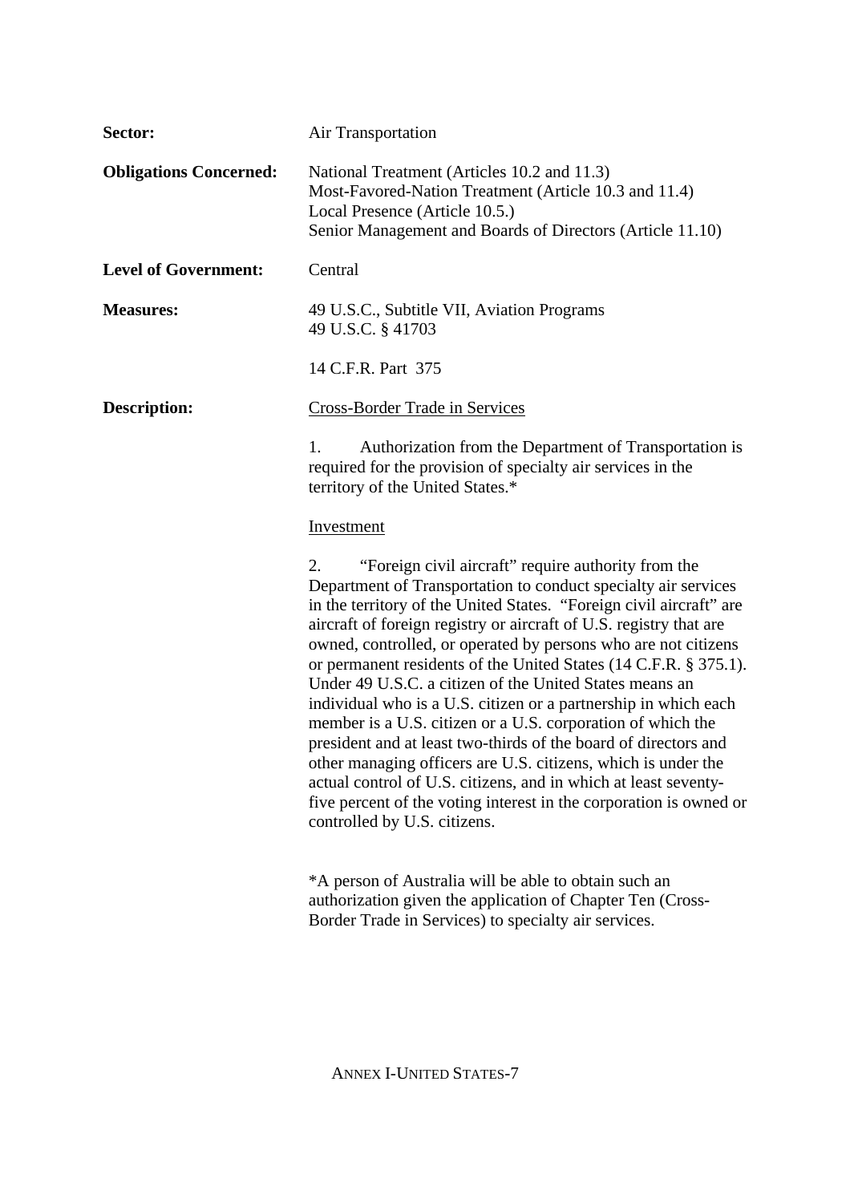**Sector:** Air Transportation

**Obligations Concerned:** National Treatment (Articles 10.2 and 11.3)
Most-Favored-Nation Treatment (Article 10.3 and 11.4)
Local Presence (Article 10.5.)
Senior Management and Boards of Directors (Article 11.10)

**Level of Government:** Central

**Measures:** 49 U.S.C., Subtitle VII, Aviation Programs
49 U.S.C. § 41703

14 C.F.R. Part 375

**Description:** Cross-Border Trade in Services

1. Authorization from the Department of Transportation is required for the provision of specialty air services in the territory of the United States.*

Investment

2. "Foreign civil aircraft" require authority from the Department of Transportation to conduct specialty air services in the territory of the United States. "Foreign civil aircraft" are aircraft of foreign registry or aircraft of U.S. registry that are owned, controlled, or operated by persons who are not citizens or permanent residents of the United States (14 C.F.R. § 375.1). Under 49 U.S.C. a citizen of the United States means an individual who is a U.S. citizen or a partnership in which each member is a U.S. citizen or a U.S. corporation of which the president and at least two-thirds of the board of directors and other managing officers are U.S. citizens, which is under the actual control of U.S. citizens, and in which at least seventy-five percent of the voting interest in the corporation is owned or controlled by U.S. citizens.

*A person of Australia will be able to obtain such an authorization given the application of Chapter Ten (Cross-Border Trade in Services) to specialty air services.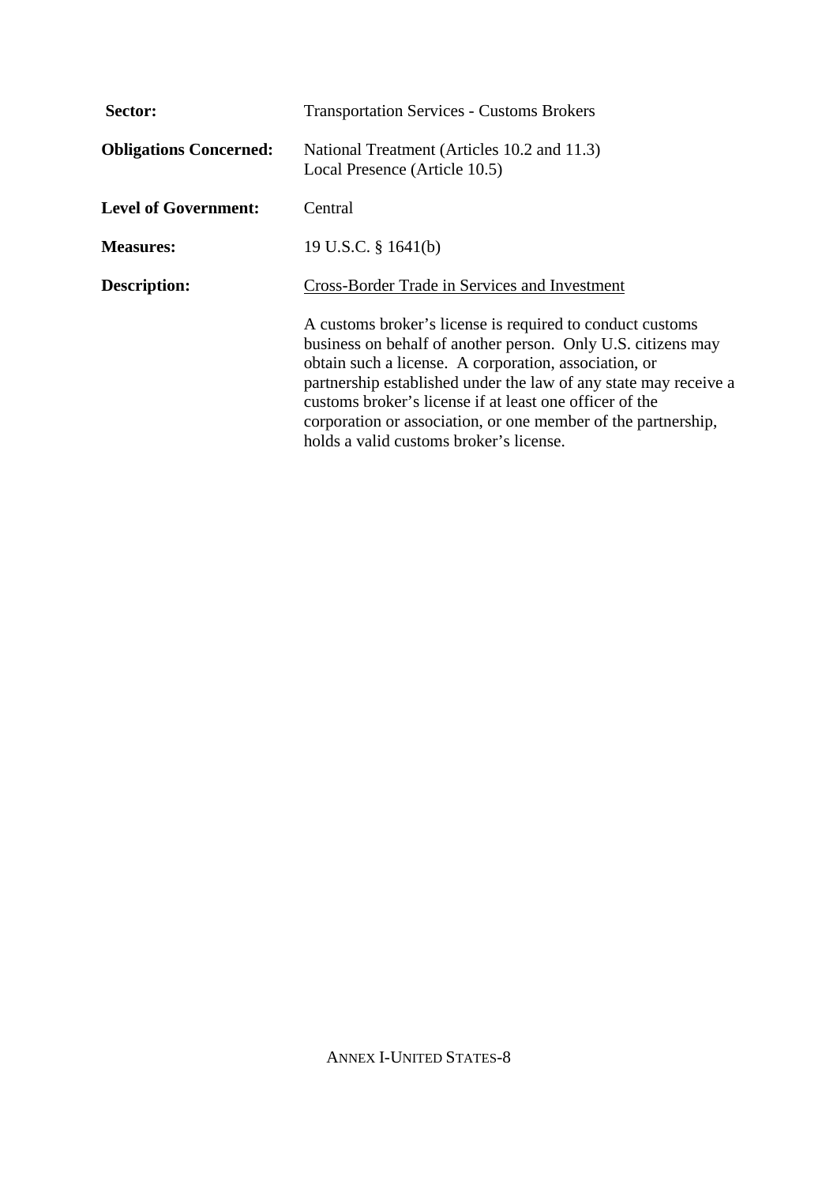**Sector:** Transportation Services - Customs Brokers

**Obligations Concerned:** National Treatment (Articles 10.2 and 11.3)
Local Presence (Article 10.5)

**Level of Government:** Central

**Measures:** 19 U.S.C. § 1641(b)

**Description:** Cross-Border Trade in Services and Investment

A customs broker's license is required to conduct customs business on behalf of another person. Only U.S. citizens may obtain such a license. A corporation, association, or partnership established under the law of any state may receive a customs broker's license if at least one officer of the corporation or association, or one member of the partnership, holds a valid customs broker's license.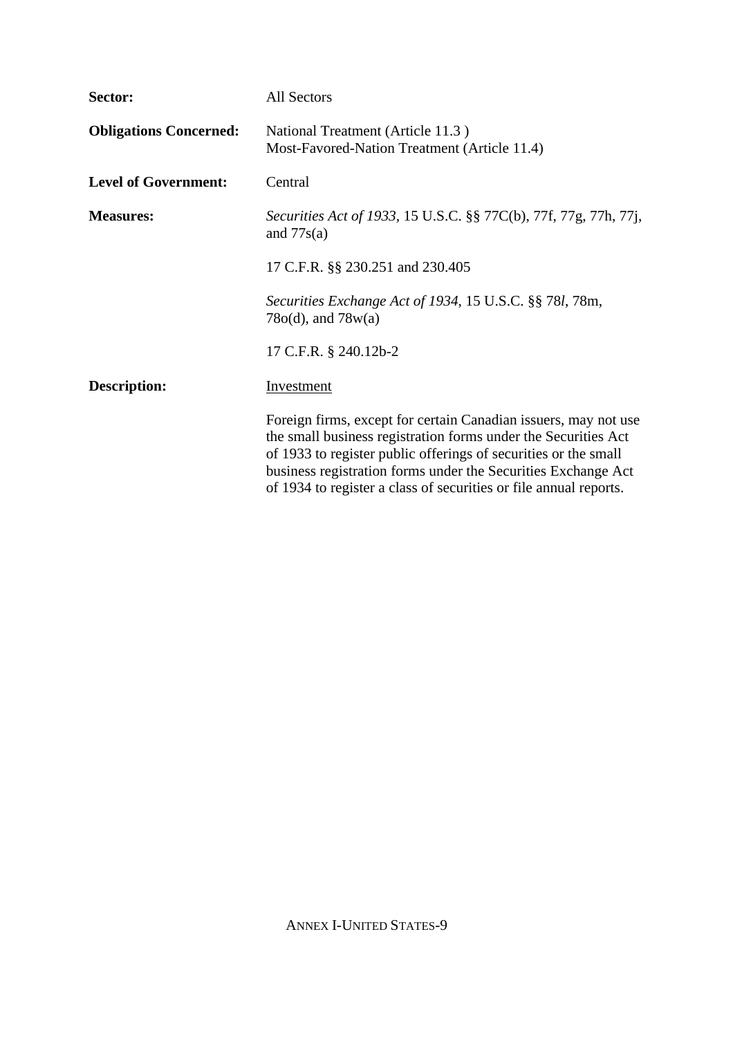| | |
|---|---|
| **Sector:** | All Sectors |
| **Obligations Concerned:** | National Treatment (Article 11.3 )<br>Most-Favored-Nation Treatment (Article 11.4) |
| **Level of Government:** | Central |
| **Measures:** | *Securities Act of 1933*, 15 U.S.C. §§ 77C(b), 77f, 77g, 77h, 77j, and 77s(a)<br><br>17 C.F.R. §§ 230.251 and 230.405<br><br>*Securities Exchange Act of 1934*, 15 U.S.C. §§ 78*l*, 78m, 78o(d), and 78w(a)<br><br>17 C.F.R. § 240.12b-2 |
| **Description:** | Investment<br><br>Foreign firms, except for certain Canadian issuers, may not use the small business registration forms under the Securities Act of 1933 to register public offerings of securities or the small business registration forms under the Securities Exchange Act of 1934 to register a class of securities or file annual reports. |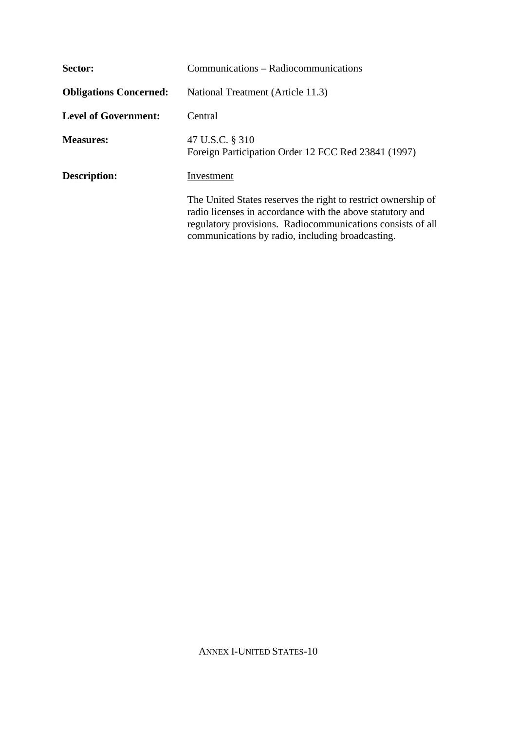**Sector:** Communications – Radiocommunications

**Obligations Concerned:** National Treatment (Article 11.3)

**Level of Government:** Central

**Measures:** 47 U.S.C. § 310
Foreign Participation Order 12 FCC Red 23841 (1997)

**Description:** Investment

The United States reserves the right to restrict ownership of radio licenses in accordance with the above statutory and regulatory provisions. Radiocommunications consists of all communications by radio, including broadcasting.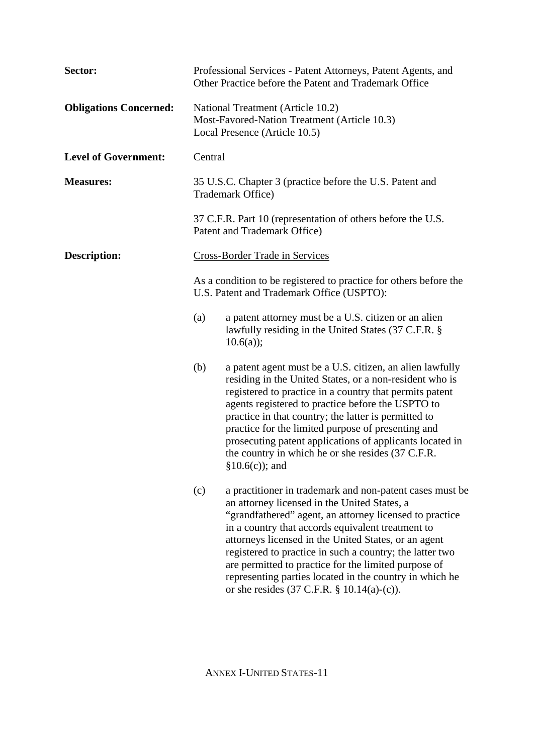**Sector:** Professional Services - Patent Attorneys, Patent Agents, and Other Practice before the Patent and Trademark Office

**Obligations Concerned:** National Treatment (Article 10.2)
Most-Favored-Nation Treatment (Article 10.3)
Local Presence (Article 10.5)

**Level of Government:** Central

**Measures:** 35 U.S.C. Chapter 3 (practice before the U.S. Patent and Trademark Office)

37 C.F.R. Part 10 (representation of others before the U.S. Patent and Trademark Office)

**Description:** Cross-Border Trade in Services

As a condition to be registered to practice for others before the U.S. Patent and Trademark Office (USPTO):

(a) a patent attorney must be a U.S. citizen or an alien lawfully residing in the United States (37 C.F.R. § 10.6(a));

(b) a patent agent must be a U.S. citizen, an alien lawfully residing in the United States, or a non-resident who is registered to practice in a country that permits patent agents registered to practice before the USPTO to practice in that country; the latter is permitted to practice for the limited purpose of presenting and prosecuting patent applications of applicants located in the country in which he or she resides (37 C.F.R. §10.6(c)); and

(c) a practitioner in trademark and non-patent cases must be an attorney licensed in the United States, a "grandfathered" agent, an attorney licensed to practice in a country that accords equivalent treatment to attorneys licensed in the United States, or an agent registered to practice in such a country; the latter two are permitted to practice for the limited purpose of representing parties located in the country in which he or she resides (37 C.F.R. § 10.14(a)-(c)).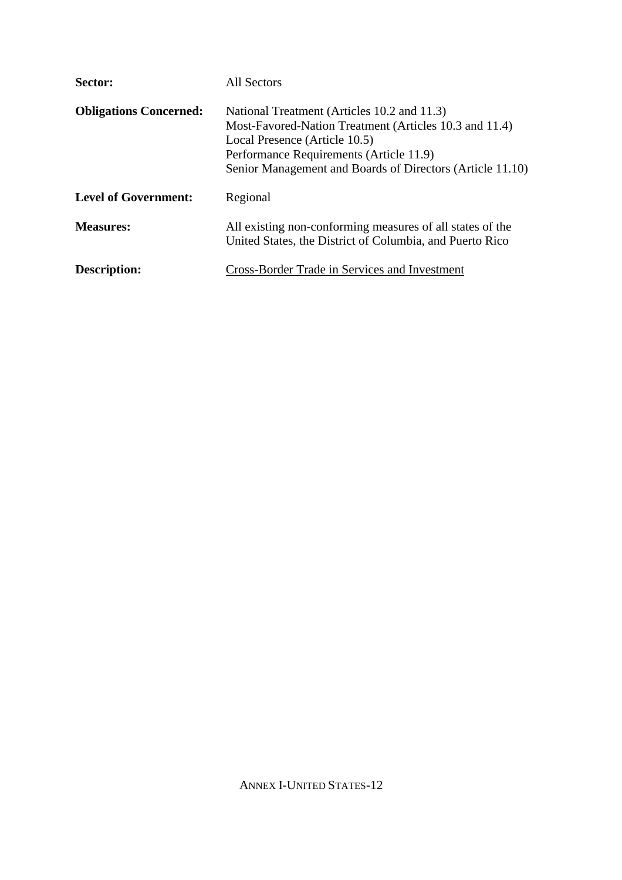**Sector:** All Sectors

**Obligations Concerned:** National Treatment (Articles 10.2 and 11.3)
Most-Favored-Nation Treatment (Articles 10.3 and 11.4)
Local Presence (Article 10.5)
Performance Requirements (Article 11.9)
Senior Management and Boards of Directors (Article 11.10)

**Level of Government:** Regional

**Measures:** All existing non-conforming measures of all states of the United States, the District of Columbia, and Puerto Rico

**Description:** <u>Cross-Border Trade in Services and Investment</u>